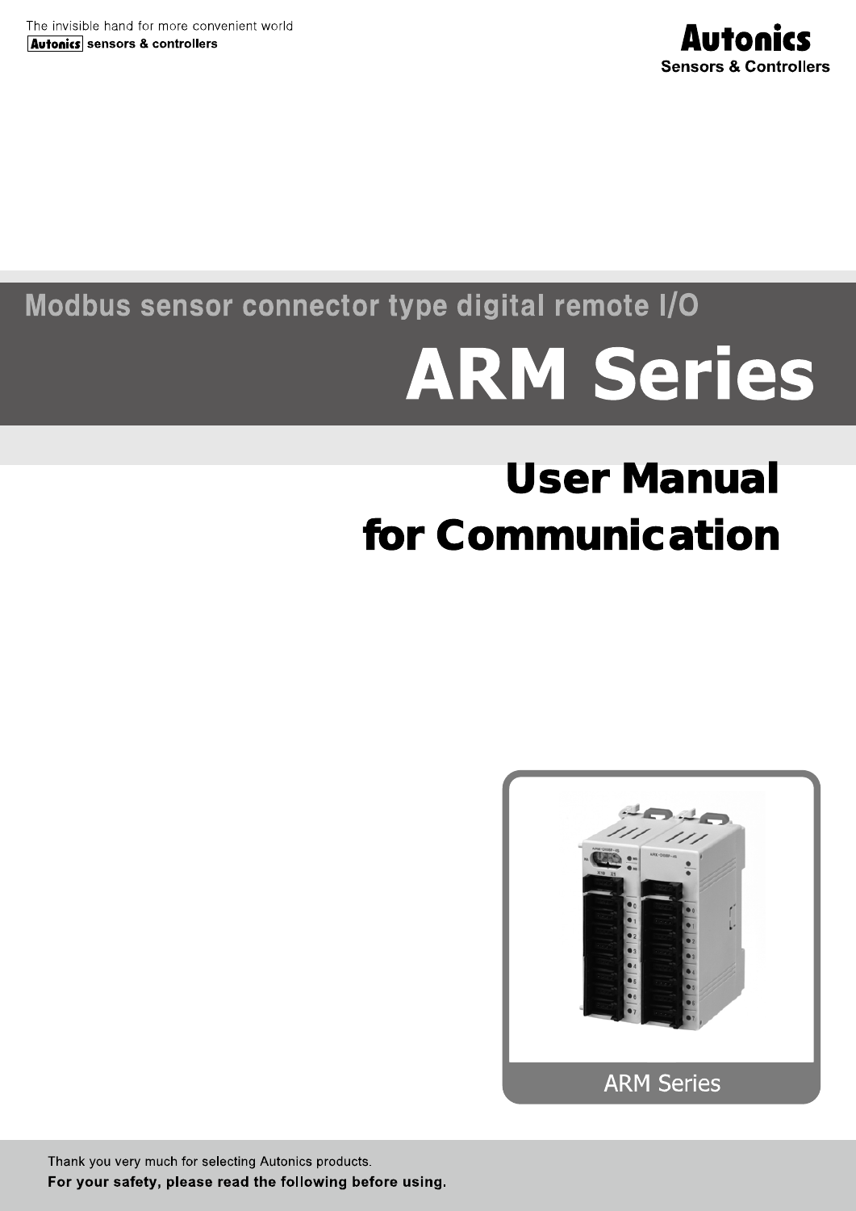The invisible hand for more convenient world

Autonics sensors & controllers

**Autonics**
**Sensors & Controllers**

## Modbus sensor connector type digital remote I/O

# ARM Series

# User Manual for Communication

ARM Series

Thank you very much for selecting Autonics products.

**For your safety, please read the following before using.**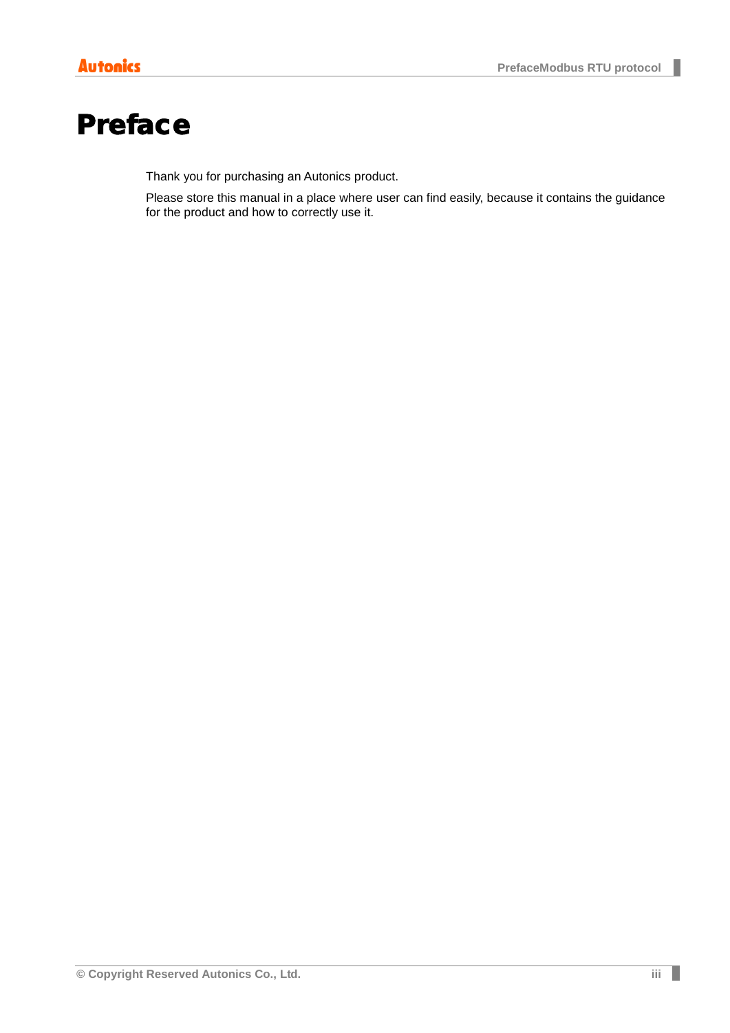# Preface

Thank you for purchasing an Autonics product.

Please store this manual in a place where user can find easily, because it contains the guidance for the product and how to correctly use it.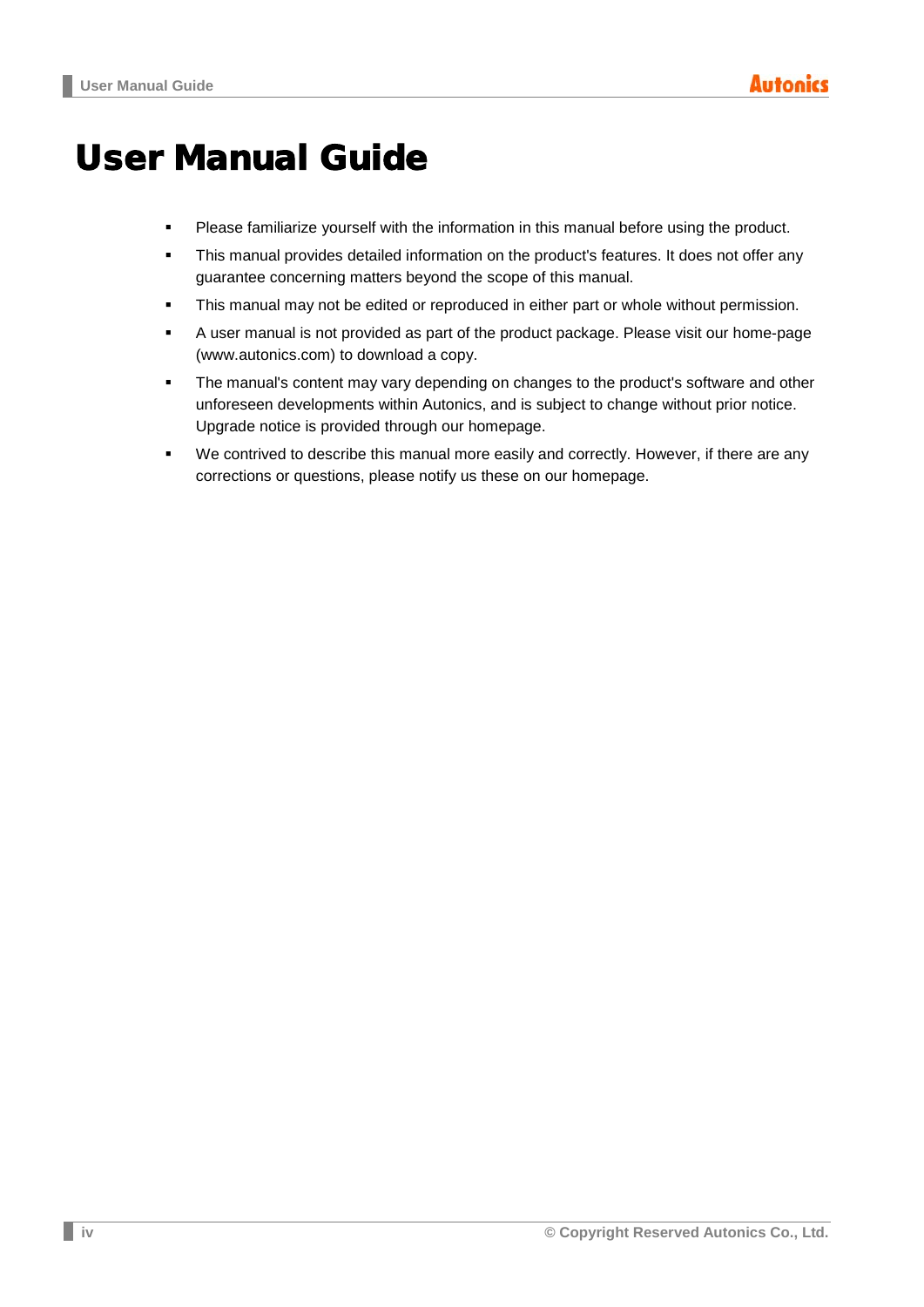# User Manual Guide

- Please familiarize yourself with the information in this manual before using the product.
- This manual provides detailed information on the product's features. It does not offer any guarantee concerning matters beyond the scope of this manual.
- This manual may not be edited or reproduced in either part or whole without permission.
- A user manual is not provided as part of the product package. Please visit our home-page (www.autonics.com) to download a copy.
- The manual's content may vary depending on changes to the product's software and other unforeseen developments within Autonics, and is subject to change without prior notice. Upgrade notice is provided through our homepage.
- We contrived to describe this manual more easily and correctly. However, if there are any corrections or questions, please notify us these on our homepage.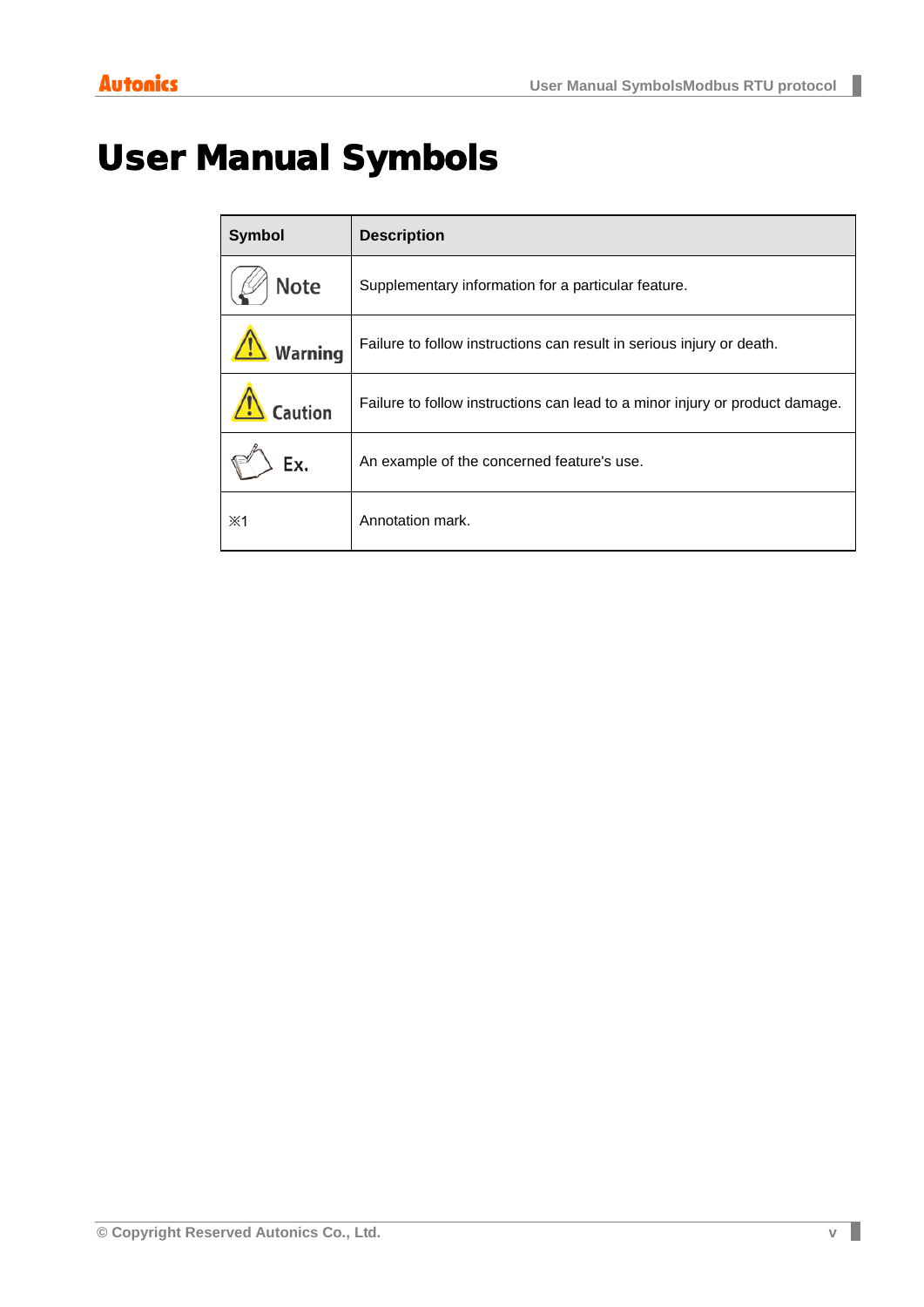# User Manual Symbols

| Symbol | Description |
|---|---|
| Note | Supplementary information for a particular feature. |
| Warning | Failure to follow instructions can result in serious injury or death. |
| Caution | Failure to follow instructions can lead to a minor injury or product damage. |
| Ex. | An example of the concerned feature's use. |
| ※1 | Annotation mark. |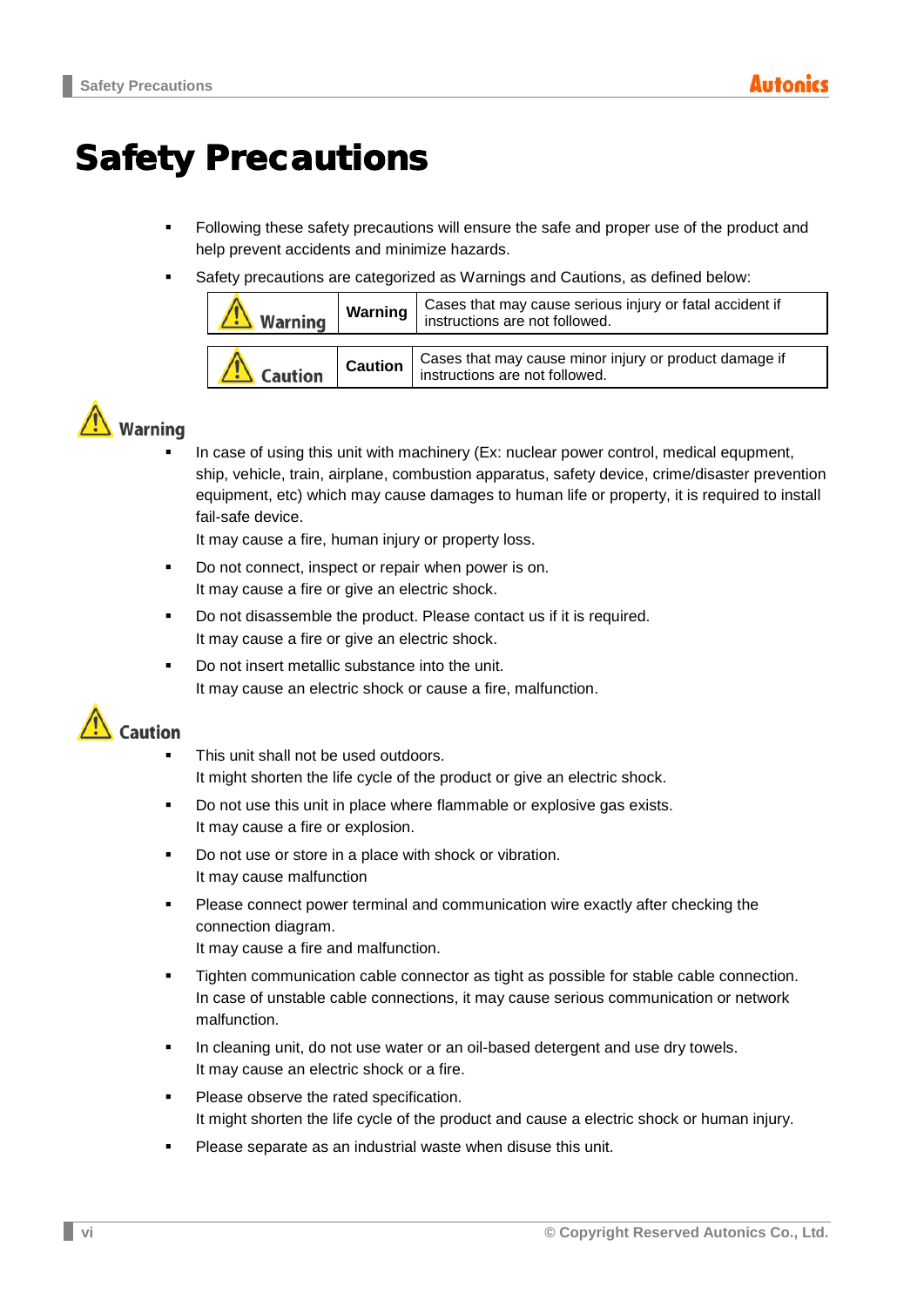# Safety Precautions

- Following these safety precautions will ensure the safe and proper use of the product and help prevent accidents and minimize hazards.
- Safety precautions are categorized as Warnings and Cautions, as defined below:

| | | |
|---|---|---|
| ⚠ Warning | Warning | Cases that may cause serious injury or fatal accident if instructions are not followed. |
| ⚠ Caution | Caution | Cases that may cause minor injury or product damage if instructions are not followed. |

## ⚠ Warning

- In case of using this unit with machinery (Ex: nuclear power control, medical equpment, ship, vehicle, train, airplane, combustion apparatus, safety device, crime/disaster prevention equipment, etc) which may cause damages to human life or property, it is required to install fail-safe device.
  It may cause a fire, human injury or property loss.
- Do not connect, inspect or repair when power is on.
  It may cause a fire or give an electric shock.
- Do not disassemble the product. Please contact us if it is required.
  It may cause a fire or give an electric shock.
- Do not insert metallic substance into the unit.
  It may cause an electric shock or cause a fire, malfunction.

## ⚠ Caution

- This unit shall not be used outdoors.
  It might shorten the life cycle of the product or give an electric shock.
- Do not use this unit in place where flammable or explosive gas exists.
  It may cause a fire or explosion.
- Do not use or store in a place with shock or vibration.
  It may cause malfunction
- Please connect power terminal and communication wire exactly after checking the connection diagram.
  It may cause a fire and malfunction.
- Tighten communication cable connector as tight as possible for stable cable connection.
  In case of unstable cable connections, it may cause serious communication or network malfunction.
- In cleaning unit, do not use water or an oil-based detergent and use dry towels.
  It may cause an electric shock or a fire.
- Please observe the rated specification.
  It might shorten the life cycle of the product and cause a electric shock or human injury.
- Please separate as an industrial waste when disuse this unit.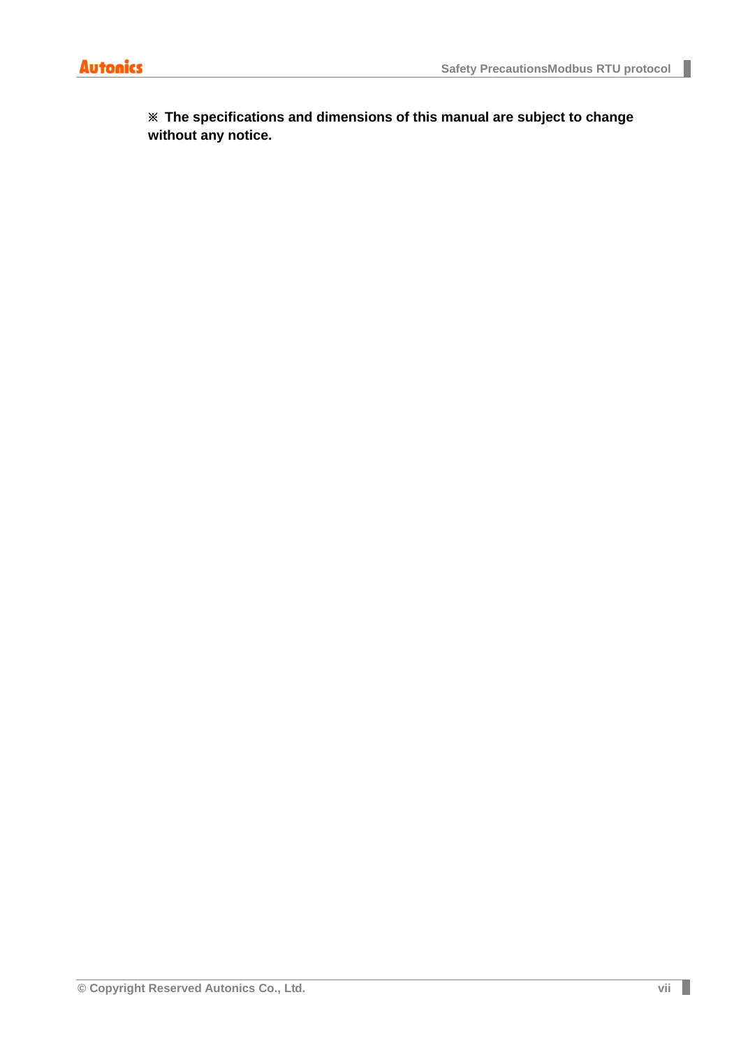**※ The specifications and dimensions of this manual are subject to change without any notice.**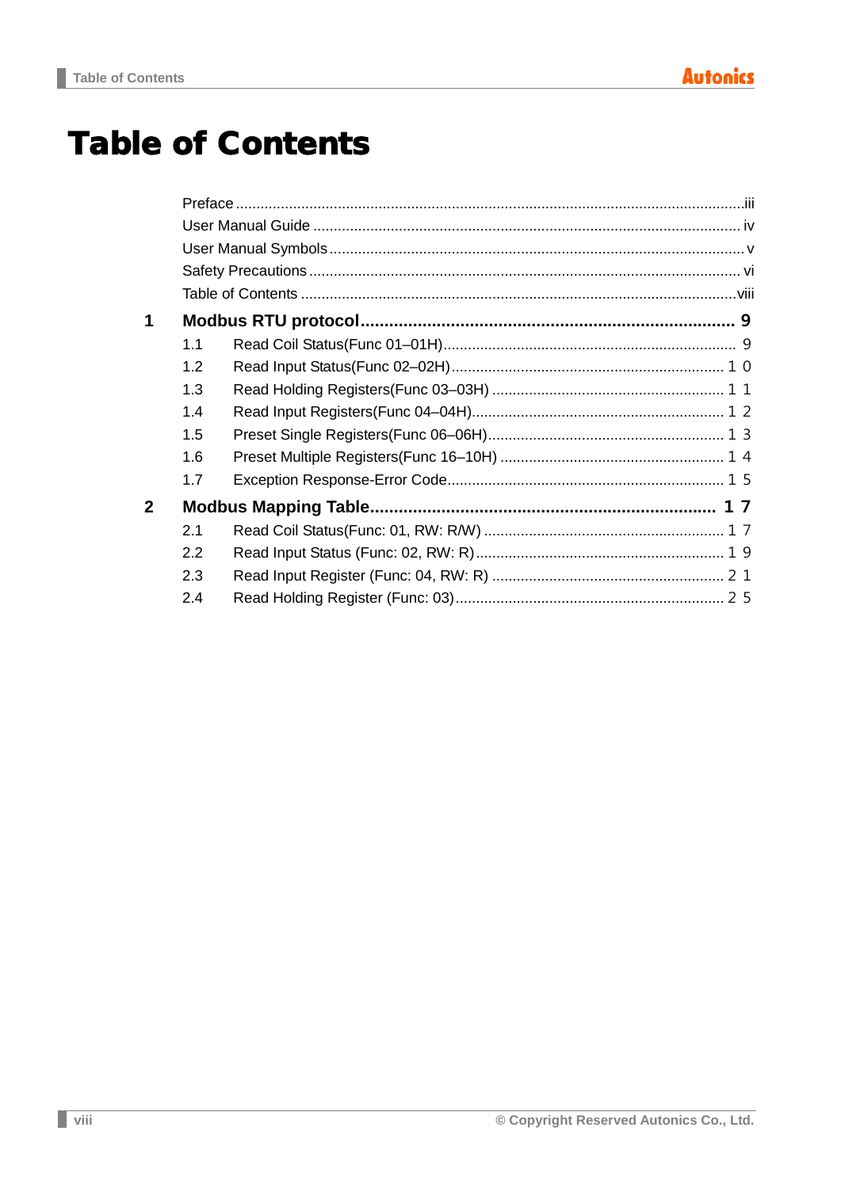# Table of Contents

Preface ............................................................................................................................iii
User Manual Guide ........................................................................................................ iv
User Manual Symbols ..................................................................................................... v
Safety Precautions ......................................................................................................... vi
Table of Contents ..........................................................................................................viii

**1 Modbus RTU protocol ............................................................................ 9**

1.1 Read Coil Status(Func 01–01H)....................................................................... 9
1.2 Read Input Status(Func 02–02H).................................................................. 10
1.3 Read Holding Registers(Func 03–03H) ........................................................ 11
1.4 Read Input Registers(Func 04–04H)............................................................. 12
1.5 Preset Single Registers(Func 06–06H).......................................................... 13
1.6 Preset Multiple Registers(Func 16–10H) ...................................................... 14
1.7 Exception Response-Error Code.................................................................... 15

**2 Modbus Mapping Table........................................................................ 17**

2.1 Read Coil Status(Func: 01, RW: R/W) ........................................................... 17
2.2 Read Input Status (Func: 02, RW: R)............................................................. 19
2.3 Read Input Register (Func: 04, RW: R) ......................................................... 21
2.4 Read Holding Register (Func: 03).................................................................. 25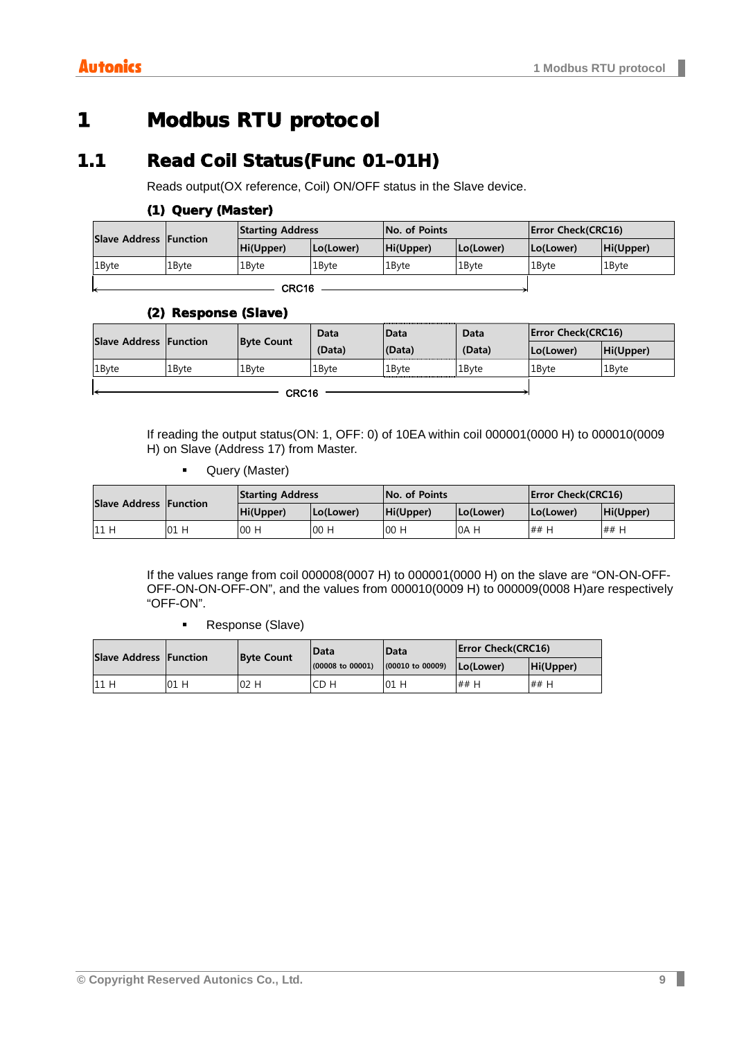# 1 Modbus RTU protocol

## 1.1 Read Coil Status(Func 01-01H)

Reads output(0X reference, Coil) ON/OFF status in the Slave device.

### (1) Query (Master)

| Slave Address | Function | Starting Address | | No. of Points | | Error Check(CRC16) | |
|---|---|---|---|---|---|---|---|
| | | Hi(Upper) | Lo(Lower) | Hi(Upper) | Lo(Lower) | Lo(Lower) | Hi(Upper) |
| 1Byte | 1Byte | 1Byte | 1Byte | 1Byte | 1Byte | 1Byte | 1Byte |

CRC16

### (2) Response (Slave)

| Slave Address | Function | Byte Count | Data (Data) | Data (Data) | Data (Data) | Error Check(CRC16) | |
|---|---|---|---|---|---|---|---|
| | | | | | | Lo(Lower) | Hi(Upper) |
| 1Byte | 1Byte | 1Byte | 1Byte | 1Byte | 1Byte | 1Byte | 1Byte |

CRC16

If reading the output status(ON: 1, OFF: 0) of 10EA within coil 000001(0000 H) to 000010(0009 H) on Slave (Address 17) from Master.

- Query (Master)

| Slave Address | Function | Starting Address | | No. of Points | | Error Check(CRC16) | |
|---|---|---|---|---|---|---|---|
| | | Hi(Upper) | Lo(Lower) | Hi(Upper) | Lo(Lower) | Lo(Lower) | Hi(Upper) |
| 11 H | 01 H | 00 H | 00 H | 00 H | 0A H | ## H | ## H |

If the values range from coil 000008(0007 H) to 000001(0000 H) on the slave are "ON-ON-OFF-OFF-ON-ON-OFF-ON", and the values from 000010(0009 H) to 000009(0008 H)are respectively "OFF-ON".

- Response (Slave)

| Slave Address | Function | Byte Count | Data (00008 to 00001) | Data (00010 to 00009) | Error Check(CRC16) | |
|---|---|---|---|---|---|---|
| | | | | | Lo(Lower) | Hi(Upper) |
| 11 H | 01 H | 02 H | CD H | 01 H | ## H | ## H |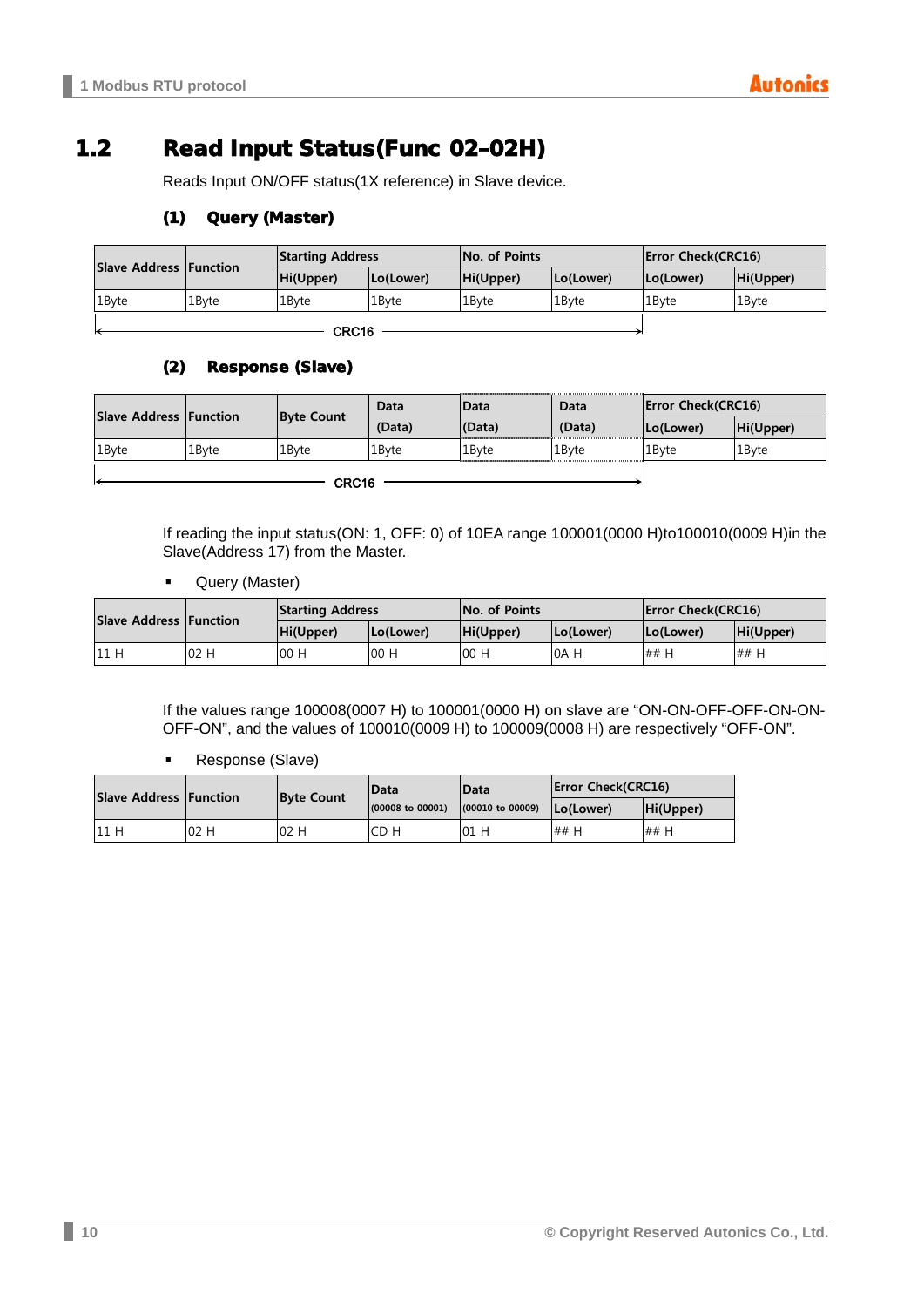## 1.2 Read Input Status(Func 02-02H)

Reads Input ON/OFF status(1X reference) in Slave device.

### (1) Query (Master)

| Slave Address | Function | Starting Address | | No. of Points | | Error Check(CRC16) | |
|---|---|---|---|---|---|---|---|
| | | Hi(Upper) | Lo(Lower) | Hi(Upper) | Lo(Lower) | Lo(Lower) | Hi(Upper) |
| 1Byte | 1Byte | 1Byte | 1Byte | 1Byte | 1Byte | 1Byte | 1Byte |

CRC16

### (2) Response (Slave)

| Slave Address | Function | Byte Count | Data (Data) | Data (Data) | Data (Data) | Error Check(CRC16) | |
|---|---|---|---|---|---|---|---|
| | | | | | | Lo(Lower) | Hi(Upper) |
| 1Byte | 1Byte | 1Byte | 1Byte | 1Byte | 1Byte | 1Byte | 1Byte |

CRC16

If reading the input status(ON: 1, OFF: 0) of 10EA range 100001(0000 H)to100010(0009 H)in the Slave(Address 17) from the Master.

- Query (Master)

| Slave Address | Function | Starting Address | | No. of Points | | Error Check(CRC16) | |
|---|---|---|---|---|---|---|---|
| | | Hi(Upper) | Lo(Lower) | Hi(Upper) | Lo(Lower) | Lo(Lower) | Hi(Upper) |
| 11 H | 02 H | 00 H | 00 H | 00 H | 0A H | ## H | ## H |

If the values range 100008(0007 H) to 100001(0000 H) on slave are "ON-ON-OFF-OFF-ON-ON-OFF-ON", and the values of 100010(0009 H) to 100009(0008 H) are respectively "OFF-ON".

- Response (Slave)

| Slave Address | Function | Byte Count | Data (00008 to 00001) | Data (00010 to 00009) | Error Check(CRC16) | |
|---|---|---|---|---|---|---|
| | | | | | Lo(Lower) | Hi(Upper) |
| 11 H | 02 H | 02 H | CD H | 01 H | ## H | ## H |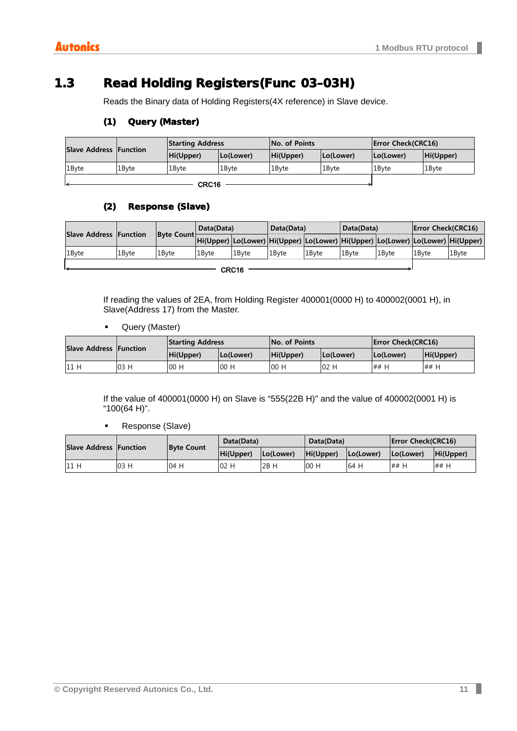## 1.3 Read Holding Registers(Func 03-03H)

Reads the Binary data of Holding Registers(4X reference) in Slave device.

### (1) Query (Master)

| Slave Address | Function | Starting Address | | No. of Points | | Error Check(CRC16) | |
|---|---|---|---|---|---|---|---|
| | | Hi(Upper) | Lo(Lower) | Hi(Upper) | Lo(Lower) | Lo(Lower) | Hi(Upper) |
| 1Byte | 1Byte | 1Byte | 1Byte | 1Byte | 1Byte | 1Byte | 1Byte |

CRC16

### (2) Response (Slave)

| Slave Address | Function | Byte Count | Data(Data) | | Data(Data) | | Data(Data) | | Error Check(CRC16) | |
|---|---|---|---|---|---|---|---|---|---|---|
| | | | Hi(Upper) | Lo(Lower) | Hi(Upper) | Lo(Lower) | Hi(Upper) | Lo(Lower) | Lo(Lower) | Hi(Upper) |
| 1Byte | 1Byte | 1Byte | 1Byte | 1Byte | 1Byte | 1Byte | 1Byte | 1Byte | 1Byte | 1Byte |

CRC16

If reading the values of 2EA, from Holding Register 400001(0000 H) to 400002(0001 H), in Slave(Address 17) from the Master.

- Query (Master)

| Slave Address | Function | Starting Address | | No. of Points | | Error Check(CRC16) | |
|---|---|---|---|---|---|---|---|
| | | Hi(Upper) | Lo(Lower) | Hi(Upper) | Lo(Lower) | Lo(Lower) | Hi(Upper) |
| 11 H | 03 H | 00 H | 00 H | 00 H | 02 H | ## H | ## H |

If the value of 400001(0000 H) on Slave is "555(22B H)" and the value of 400002(0001 H) is "100(64 H)".

- Response (Slave)

| Slave Address | Function | Byte Count | Data(Data) | | Data(Data) | | Error Check(CRC16) | |
|---|---|---|---|---|---|---|---|---|
| | | | Hi(Upper) | Lo(Lower) | Hi(Upper) | Lo(Lower) | Lo(Lower) | Hi(Upper) |
| 11 H | 03 H | 04 H | 02 H | 2B H | 00 H | 64 H | ## H | ## H |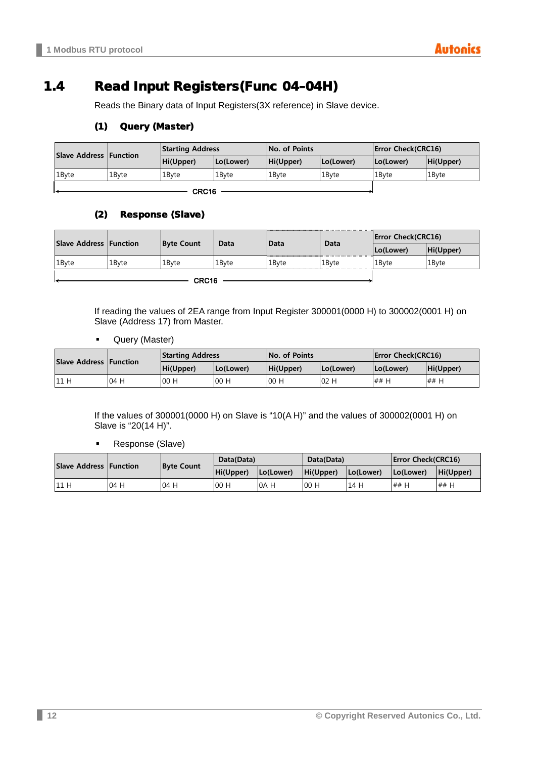## 1.4 Read Input Registers(Func 04-04H)

Reads the Binary data of Input Registers(3X reference) in Slave device.

### (1) Query (Master)

| Slave Address | Function | Starting Address | | No. of Points | | Error Check(CRC16) | |
|---|---|---|---|---|---|---|---|
| | | Hi(Upper) | Lo(Lower) | Hi(Upper) | Lo(Lower) | Lo(Lower) | Hi(Upper) |
| 1Byte | 1Byte | 1Byte | 1Byte | 1Byte | 1Byte | 1Byte | 1Byte |

CRC16

### (2) Response (Slave)

| Slave Address | Function | Byte Count | Data | Data | Data | Error Check(CRC16) | |
|---|---|---|---|---|---|---|---|
| | | | | | | Lo(Lower) | Hi(Upper) |
| 1Byte | 1Byte | 1Byte | 1Byte | 1Byte | 1Byte | 1Byte | 1Byte |

CRC16

If reading the values of 2EA range from Input Register 300001(0000 H) to 300002(0001 H) on Slave (Address 17) from Master.

- Query (Master)

| Slave Address | Function | Starting Address | | No. of Points | | Error Check(CRC16) | |
|---|---|---|---|---|---|---|---|
| | | Hi(Upper) | Lo(Lower) | Hi(Upper) | Lo(Lower) | Lo(Lower) | Hi(Upper) |
| 11 H | 04 H | 00 H | 00 H | 00 H | 02 H | ## H | ## H |

If the values of 300001(0000 H) on Slave is "10(A H)" and the values of 300002(0001 H) on Slave is "20(14 H)".

- Response (Slave)

| Slave Address | Function | Byte Count | Data(Data) | | Data(Data) | | Error Check(CRC16) | |
|---|---|---|---|---|---|---|---|---|
| | | | Hi(Upper) | Lo(Lower) | Hi(Upper) | Lo(Lower) | Lo(Lower) | Hi(Upper) |
| 11 H | 04 H | 04 H | 00 H | 0A H | 00 H | 14 H | ## H | ## H |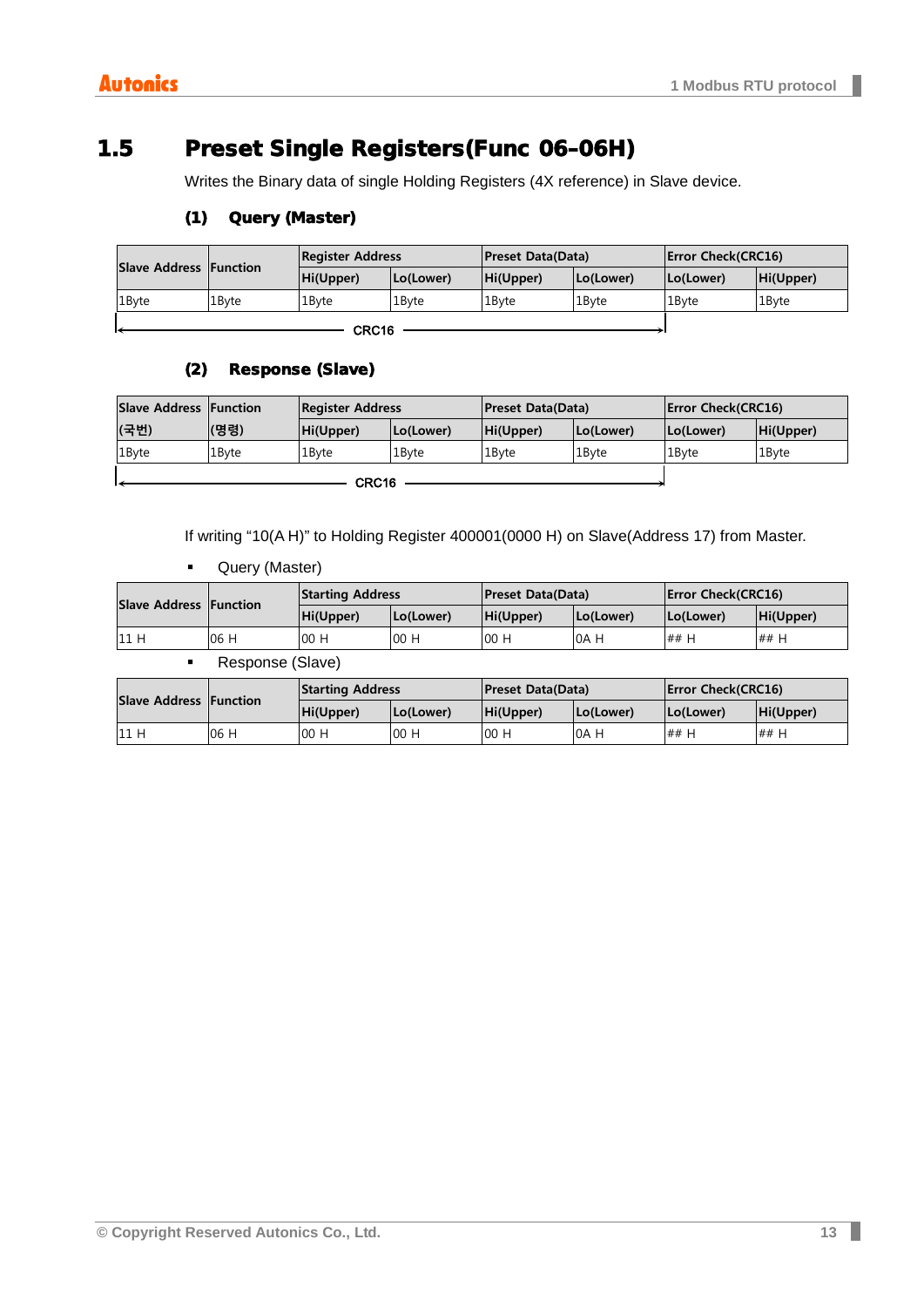## 1.5 Preset Single Registers(Func 06-06H)

Writes the Binary data of single Holding Registers (4X reference) in Slave device.

### (1) Query (Master)

| Slave Address | Function | Register Address | | Preset Data(Data) | | Error Check(CRC16) | |
|---|---|---|---|---|---|---|---|
| | | Hi(Upper) | Lo(Lower) | Hi(Upper) | Lo(Lower) | Lo(Lower) | Hi(Upper) |
| 1Byte | 1Byte | 1Byte | 1Byte | 1Byte | 1Byte | 1Byte | 1Byte |

CRC16 (Slave Address ~ Preset Data Lo)

### (2) Response (Slave)

| Slave Address (국번) | Function (명령) | Register Address | | Preset Data(Data) | | Error Check(CRC16) | |
|---|---|---|---|---|---|---|---|
| | | Hi(Upper) | Lo(Lower) | Hi(Upper) | Lo(Lower) | Lo(Lower) | Hi(Upper) |
| 1Byte | 1Byte | 1Byte | 1Byte | 1Byte | 1Byte | 1Byte | 1Byte |

CRC16 (Slave Address ~ Preset Data Lo)

If writing "10(A H)" to Holding Register 400001(0000 H) on Slave(Address 17) from Master.

- Query (Master)

| Slave Address | Function | Starting Address | | Preset Data(Data) | | Error Check(CRC16) | |
|---|---|---|---|---|---|---|---|
| | | Hi(Upper) | Lo(Lower) | Hi(Upper) | Lo(Lower) | Lo(Lower) | Hi(Upper) |
| 11 H | 06 H | 00 H | 00 H | 00 H | 0A H | ## H | ## H |

- Response (Slave)

| Slave Address | Function | Starting Address | | Preset Data(Data) | | Error Check(CRC16) | |
|---|---|---|---|---|---|---|---|
| | | Hi(Upper) | Lo(Lower) | Hi(Upper) | Lo(Lower) | Lo(Lower) | Hi(Upper) |
| 11 H | 06 H | 00 H | 00 H | 00 H | 0A H | ## H | ## H |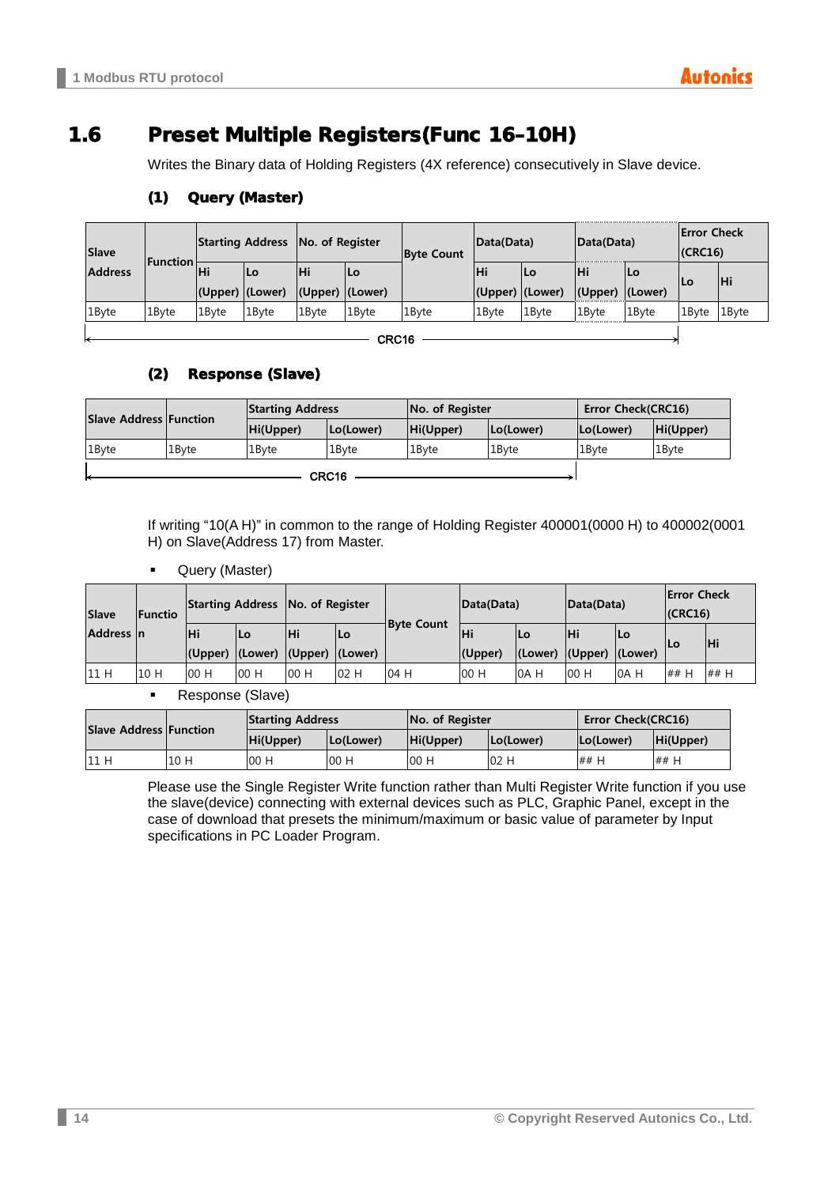## 1.6 Preset Multiple Registers(Func 16-10H)

Writes the Binary data of Holding Registers (4X reference) consecutively in Slave device.

### (1) Query (Master)

| Slave Address | Function | Starting Address | | No. of Register | | Byte Count | Data(Data) | | Data(Data) | | Error Check (CRC16) | |
|---|---|---|---|---|---|---|---|---|---|---|---|---|
| | | Hi (Upper) | Lo (Lower) | Hi (Upper) | Lo (Lower) | | Hi (Upper) | Lo (Lower) | Hi (Upper) | Lo (Lower) | Lo | Hi |
| 1Byte | 1Byte | 1Byte | 1Byte | 1Byte | 1Byte | 1Byte | 1Byte | 1Byte | 1Byte | 1Byte | 1Byte | 1Byte |

CRC16

### (2) Response (Slave)

| Slave Address | Function | Starting Address | | No. of Register | | Error Check(CRC16) | |
|---|---|---|---|---|---|---|---|
| | | Hi(Upper) | Lo(Lower) | Hi(Upper) | Lo(Lower) | Lo(Lower) | Hi(Upper) |
| 1Byte | 1Byte | 1Byte | 1Byte | 1Byte | 1Byte | 1Byte | 1Byte |

CRC16

If writing “10(A H)” in common to the range of Holding Register 400001(0000 H) to 400002(0001 H) on Slave(Address 17) from Master.

- Query (Master)

| Slave Address | Function | Starting Address | | No. of Register | | Byte Count | Data(Data) | | Data(Data) | | Error Check (CRC16) | |
|---|---|---|---|---|---|---|---|---|---|---|---|---|
| | | Hi (Upper) | Lo (Lower) | Hi (Upper) | Lo (Lower) | | Hi (Upper) | Lo (Lower) | Hi (Upper) | Lo (Lower) | Lo | Hi |
| 11 H | 10 H | 00 H | 00 H | 00 H | 02 H | 04 H | 00 H | 0A H | 00 H | 0A H | ## H | ## H |

- Response (Slave)

| Slave Address | Function | Starting Address | | No. of Register | | Error Check(CRC16) | |
|---|---|---|---|---|---|---|---|
| | | Hi(Upper) | Lo(Lower) | Hi(Upper) | Lo(Lower) | Lo(Lower) | Hi(Upper) |
| 11 H | 10 H | 00 H | 00 H | 00 H | 02 H | ## H | ## H |

Please use the Single Register Write function rather than Multi Register Write function if you use the slave(device) connecting with external devices such as PLC, Graphic Panel, except in the case of download that presets the minimum/maximum or basic value of parameter by Input specifications in PC Loader Program.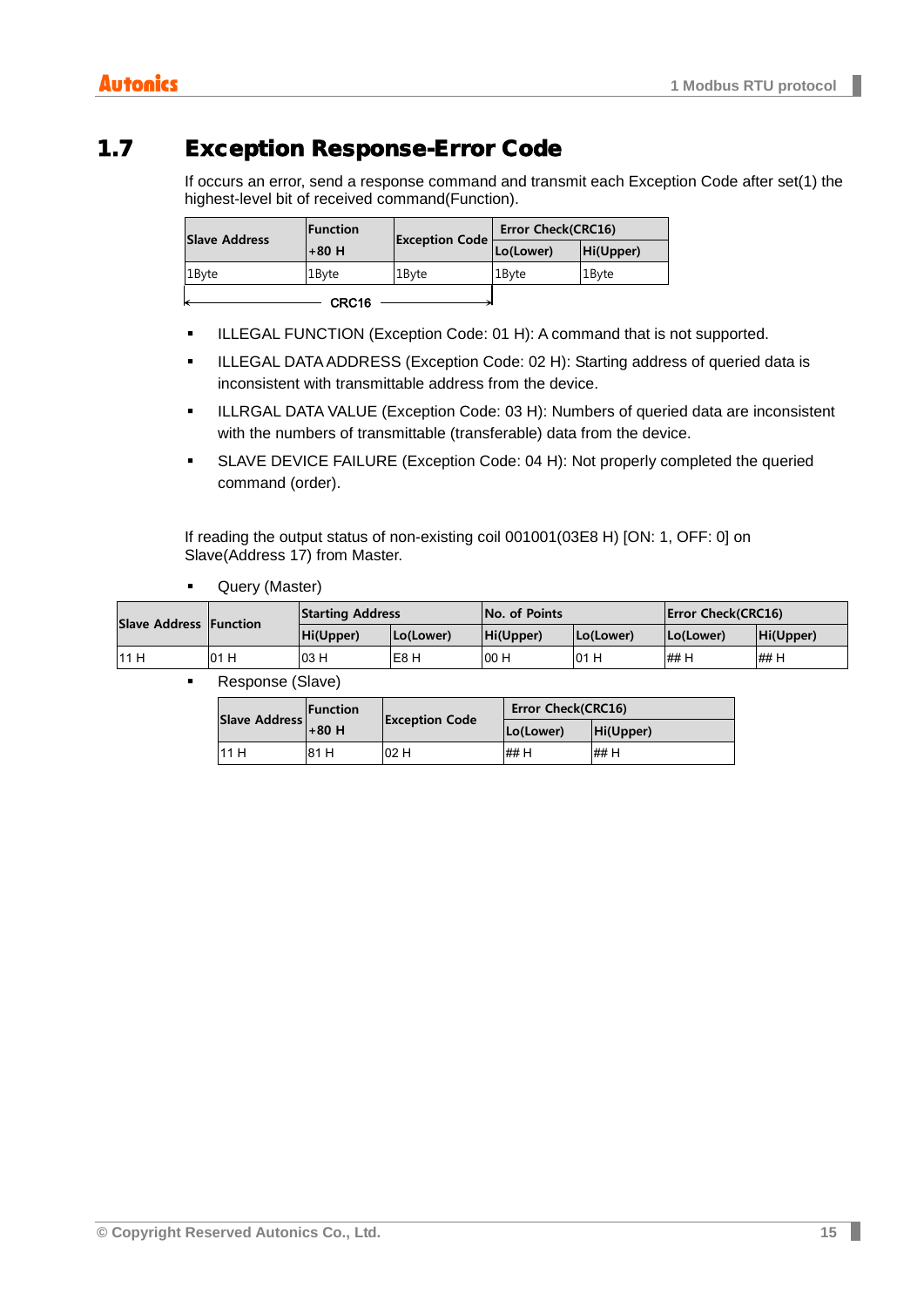## 1.7 Exception Response-Error Code

If occurs an error, send a response command and transmit each Exception Code after set(1) the highest-level bit of received command(Function).

| Slave Address | Function +80 H | Exception Code | Error Check(CRC16) | |
|---|---|---|---|---|
| | | | Lo(Lower) | Hi(Upper) |
| 1Byte | 1Byte | 1Byte | 1Byte | 1Byte |

CRC16

- ILLEGAL FUNCTION (Exception Code: 01 H): A command that is not supported.
- ILLEGAL DATA ADDRESS (Exception Code: 02 H): Starting address of queried data is inconsistent with transmittable address from the device.
- ILLRGAL DATA VALUE (Exception Code: 03 H): Numbers of queried data are inconsistent with the numbers of transmittable (transferable) data from the device.
- SLAVE DEVICE FAILURE (Exception Code: 04 H): Not properly completed the queried command (order).

If reading the output status of non-existing coil 001001(03E8 H) [ON: 1, OFF: 0] on Slave(Address 17) from Master.

- Query (Master)

| Slave Address | Function | Starting Address | | No. of Points | | Error Check(CRC16) | |
|---|---|---|---|---|---|---|---|
| | | Hi(Upper) | Lo(Lower) | Hi(Upper) | Lo(Lower) | Lo(Lower) | Hi(Upper) |
| 11 H | 01 H | 03 H | E8 H | 00 H | 01 H | ## H | ## H |

- Response (Slave)

| Slave Address | Function +80 H | Exception Code | Error Check(CRC16) | |
|---|---|---|---|---|
| | | | Lo(Lower) | Hi(Upper) |
| 11 H | 81 H | 02 H | ## H | ## H |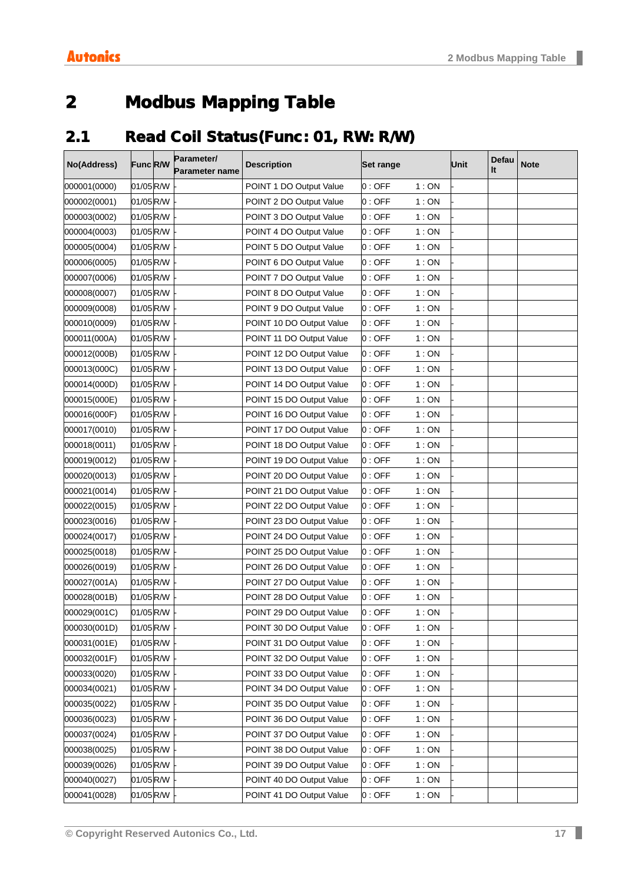# 2 Modbus Mapping Table

## 2.1 Read Coil Status(Func: 01, RW: R/W)

| No(Address) | Func | R/W | Parameter/ Parameter name | Description | Set range | | Unit | Default | Note |
|---|---|---|---|---|---|---|---|---|---|
| 000001(0000) | 01/05 | R/W | - | POINT 1 DO Output Value | 0 : OFF | 1 : ON | - | | |
| 000002(0001) | 01/05 | R/W | - | POINT 2 DO Output Value | 0 : OFF | 1 : ON | - | | |
| 000003(0002) | 01/05 | R/W | - | POINT 3 DO Output Value | 0 : OFF | 1 : ON | - | | |
| 000004(0003) | 01/05 | R/W | - | POINT 4 DO Output Value | 0 : OFF | 1 : ON | - | | |
| 000005(0004) | 01/05 | R/W | - | POINT 5 DO Output Value | 0 : OFF | 1 : ON | - | | |
| 000006(0005) | 01/05 | R/W | - | POINT 6 DO Output Value | 0 : OFF | 1 : ON | - | | |
| 000007(0006) | 01/05 | R/W | - | POINT 7 DO Output Value | 0 : OFF | 1 : ON | - | | |
| 000008(0007) | 01/05 | R/W | - | POINT 8 DO Output Value | 0 : OFF | 1 : ON | - | | |
| 000009(0008) | 01/05 | R/W | - | POINT 9 DO Output Value | 0 : OFF | 1 : ON | - | | |
| 000010(0009) | 01/05 | R/W | - | POINT 10 DO Output Value | 0 : OFF | 1 : ON | - | | |
| 000011(000A) | 01/05 | R/W | - | POINT 11 DO Output Value | 0 : OFF | 1 : ON | - | | |
| 000012(000B) | 01/05 | R/W | - | POINT 12 DO Output Value | 0 : OFF | 1 : ON | - | | |
| 000013(000C) | 01/05 | R/W | - | POINT 13 DO Output Value | 0 : OFF | 1 : ON | - | | |
| 000014(000D) | 01/05 | R/W | - | POINT 14 DO Output Value | 0 : OFF | 1 : ON | - | | |
| 000015(000E) | 01/05 | R/W | - | POINT 15 DO Output Value | 0 : OFF | 1 : ON | - | | |
| 000016(000F) | 01/05 | R/W | - | POINT 16 DO Output Value | 0 : OFF | 1 : ON | - | | |
| 000017(0010) | 01/05 | R/W | - | POINT 17 DO Output Value | 0 : OFF | 1 : ON | - | | |
| 000018(0011) | 01/05 | R/W | - | POINT 18 DO Output Value | 0 : OFF | 1 : ON | - | | |
| 000019(0012) | 01/05 | R/W | - | POINT 19 DO Output Value | 0 : OFF | 1 : ON | - | | |
| 000020(0013) | 01/05 | R/W | - | POINT 20 DO Output Value | 0 : OFF | 1 : ON | - | | |
| 000021(0014) | 01/05 | R/W | - | POINT 21 DO Output Value | 0 : OFF | 1 : ON | - | | |
| 000022(0015) | 01/05 | R/W | - | POINT 22 DO Output Value | 0 : OFF | 1 : ON | - | | |
| 000023(0016) | 01/05 | R/W | - | POINT 23 DO Output Value | 0 : OFF | 1 : ON | - | | |
| 000024(0017) | 01/05 | R/W | - | POINT 24 DO Output Value | 0 : OFF | 1 : ON | - | | |
| 000025(0018) | 01/05 | R/W | - | POINT 25 DO Output Value | 0 : OFF | 1 : ON | - | | |
| 000026(0019) | 01/05 | R/W | - | POINT 26 DO Output Value | 0 : OFF | 1 : ON | - | | |
| 000027(001A) | 01/05 | R/W | - | POINT 27 DO Output Value | 0 : OFF | 1 : ON | - | | |
| 000028(001B) | 01/05 | R/W | - | POINT 28 DO Output Value | 0 : OFF | 1 : ON | - | | |
| 000029(001C) | 01/05 | R/W | - | POINT 29 DO Output Value | 0 : OFF | 1 : ON | - | | |
| 000030(001D) | 01/05 | R/W | - | POINT 30 DO Output Value | 0 : OFF | 1 : ON | - | | |
| 000031(001E) | 01/05 | R/W | - | POINT 31 DO Output Value | 0 : OFF | 1 : ON | - | | |
| 000032(001F) | 01/05 | R/W | - | POINT 32 DO Output Value | 0 : OFF | 1 : ON | - | | |
| 000033(0020) | 01/05 | R/W | - | POINT 33 DO Output Value | 0 : OFF | 1 : ON | - | | |
| 000034(0021) | 01/05 | R/W | - | POINT 34 DO Output Value | 0 : OFF | 1 : ON | - | | |
| 000035(0022) | 01/05 | R/W | - | POINT 35 DO Output Value | 0 : OFF | 1 : ON | - | | |
| 000036(0023) | 01/05 | R/W | - | POINT 36 DO Output Value | 0 : OFF | 1 : ON | - | | |
| 000037(0024) | 01/05 | R/W | - | POINT 37 DO Output Value | 0 : OFF | 1 : ON | - | | |
| 000038(0025) | 01/05 | R/W | - | POINT 38 DO Output Value | 0 : OFF | 1 : ON | - | | |
| 000039(0026) | 01/05 | R/W | - | POINT 39 DO Output Value | 0 : OFF | 1 : ON | - | | |
| 000040(0027) | 01/05 | R/W | - | POINT 40 DO Output Value | 0 : OFF | 1 : ON | - | | |
| 000041(0028) | 01/05 | R/W | - | POINT 41 DO Output Value | 0 : OFF | 1 : ON | - | | |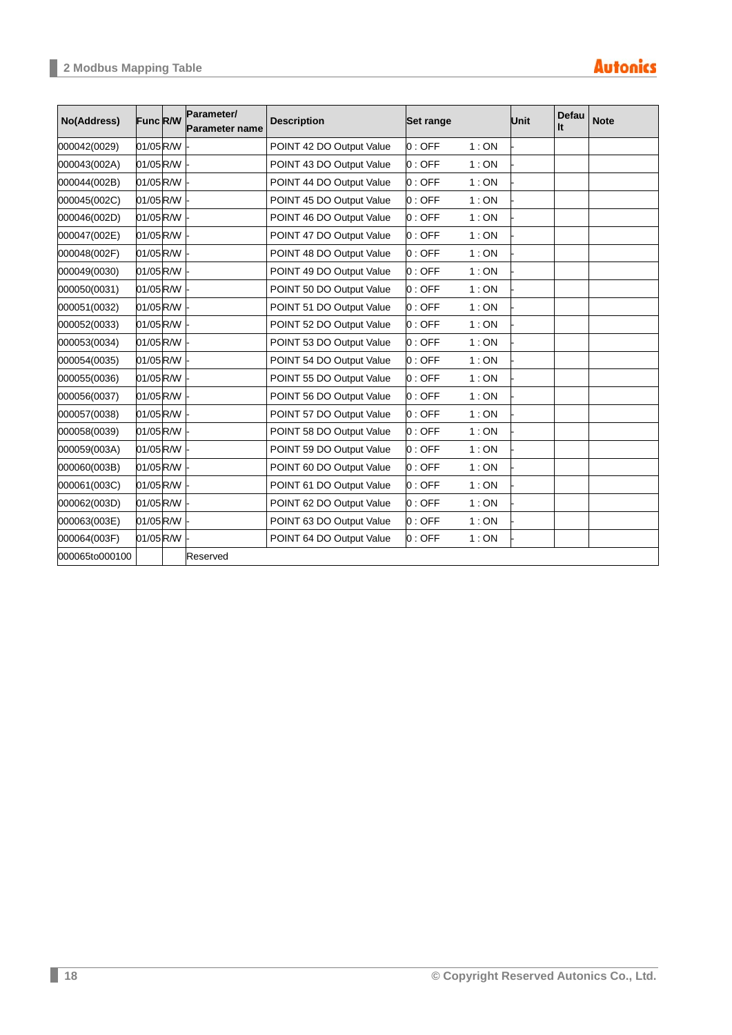| No(Address) | Func | R/W | Parameter/ Parameter name | Description | Set range | | Unit | Default | Note |
|---|---|---|---|---|---|---|---|---|---|
| 000042(0029) | 01/05 | R/W | - | POINT 42 DO Output Value | 0 : OFF | 1 : ON | - | | |
| 000043(002A) | 01/05 | R/W | - | POINT 43 DO Output Value | 0 : OFF | 1 : ON | - | | |
| 000044(002B) | 01/05 | R/W | - | POINT 44 DO Output Value | 0 : OFF | 1 : ON | - | | |
| 000045(002C) | 01/05 | R/W | - | POINT 45 DO Output Value | 0 : OFF | 1 : ON | - | | |
| 000046(002D) | 01/05 | R/W | - | POINT 46 DO Output Value | 0 : OFF | 1 : ON | - | | |
| 000047(002E) | 01/05 | R/W | - | POINT 47 DO Output Value | 0 : OFF | 1 : ON | - | | |
| 000048(002F) | 01/05 | R/W | - | POINT 48 DO Output Value | 0 : OFF | 1 : ON | - | | |
| 000049(0030) | 01/05 | R/W | - | POINT 49 DO Output Value | 0 : OFF | 1 : ON | - | | |
| 000050(0031) | 01/05 | R/W | - | POINT 50 DO Output Value | 0 : OFF | 1 : ON | - | | |
| 000051(0032) | 01/05 | R/W | - | POINT 51 DO Output Value | 0 : OFF | 1 : ON | - | | |
| 000052(0033) | 01/05 | R/W | - | POINT 52 DO Output Value | 0 : OFF | 1 : ON | - | | |
| 000053(0034) | 01/05 | R/W | - | POINT 53 DO Output Value | 0 : OFF | 1 : ON | - | | |
| 000054(0035) | 01/05 | R/W | - | POINT 54 DO Output Value | 0 : OFF | 1 : ON | - | | |
| 000055(0036) | 01/05 | R/W | - | POINT 55 DO Output Value | 0 : OFF | 1 : ON | - | | |
| 000056(0037) | 01/05 | R/W | - | POINT 56 DO Output Value | 0 : OFF | 1 : ON | - | | |
| 000057(0038) | 01/05 | R/W | - | POINT 57 DO Output Value | 0 : OFF | 1 : ON | - | | |
| 000058(0039) | 01/05 | R/W | - | POINT 58 DO Output Value | 0 : OFF | 1 : ON | - | | |
| 000059(003A) | 01/05 | R/W | - | POINT 59 DO Output Value | 0 : OFF | 1 : ON | - | | |
| 000060(003B) | 01/05 | R/W | - | POINT 60 DO Output Value | 0 : OFF | 1 : ON | - | | |
| 000061(003C) | 01/05 | R/W | - | POINT 61 DO Output Value | 0 : OFF | 1 : ON | - | | |
| 000062(003D) | 01/05 | R/W | - | POINT 62 DO Output Value | 0 : OFF | 1 : ON | - | | |
| 000063(003E) | 01/05 | R/W | - | POINT 63 DO Output Value | 0 : OFF | 1 : ON | - | | |
| 000064(003F) | 01/05 | R/W | - | POINT 64 DO Output Value | 0 : OFF | 1 : ON | - | | |
| 000065to000100 | | | Reserved | | | | | | |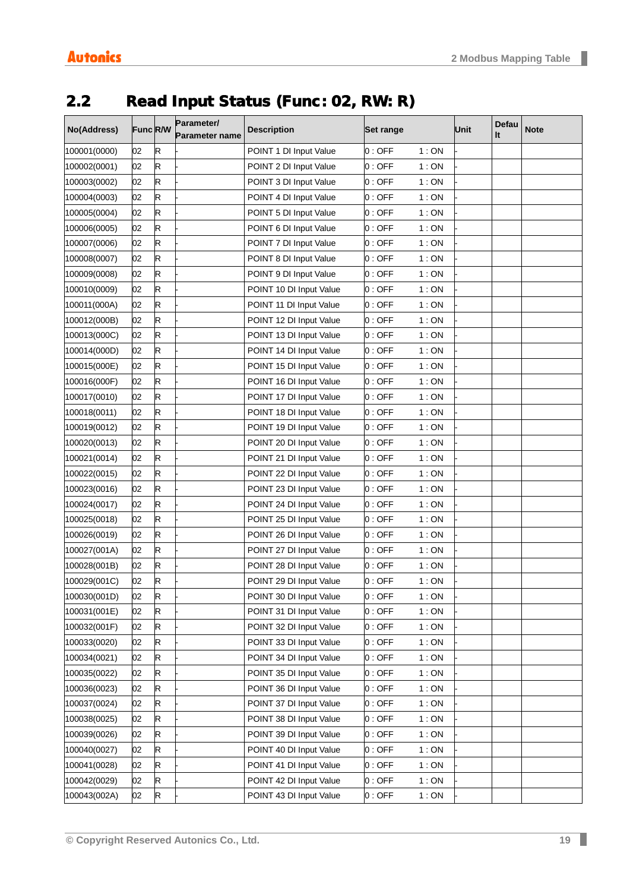## 2.2 Read Input Status (Func: 02, RW: R)

| No(Address) | Func | R/W | Parameter/ Parameter name | Description | Set range | | Unit | Default | Note |
|---|---|---|---|---|---|---|---|---|---|
| 100001(0000) | 02 | R | - | POINT 1 DI Input Value | 0 : OFF | 1 : ON | - | | |
| 100002(0001) | 02 | R | - | POINT 2 DI Input Value | 0 : OFF | 1 : ON | - | | |
| 100003(0002) | 02 | R | - | POINT 3 DI Input Value | 0 : OFF | 1 : ON | - | | |
| 100004(0003) | 02 | R | - | POINT 4 DI Input Value | 0 : OFF | 1 : ON | - | | |
| 100005(0004) | 02 | R | - | POINT 5 DI Input Value | 0 : OFF | 1 : ON | - | | |
| 100006(0005) | 02 | R | - | POINT 6 DI Input Value | 0 : OFF | 1 : ON | - | | |
| 100007(0006) | 02 | R | - | POINT 7 DI Input Value | 0 : OFF | 1 : ON | - | | |
| 100008(0007) | 02 | R | - | POINT 8 DI Input Value | 0 : OFF | 1 : ON | - | | |
| 100009(0008) | 02 | R | - | POINT 9 DI Input Value | 0 : OFF | 1 : ON | - | | |
| 100010(0009) | 02 | R | - | POINT 10 DI Input Value | 0 : OFF | 1 : ON | - | | |
| 100011(000A) | 02 | R | - | POINT 11 DI Input Value | 0 : OFF | 1 : ON | - | | |
| 100012(000B) | 02 | R | - | POINT 12 DI Input Value | 0 : OFF | 1 : ON | - | | |
| 100013(000C) | 02 | R | - | POINT 13 DI Input Value | 0 : OFF | 1 : ON | - | | |
| 100014(000D) | 02 | R | - | POINT 14 DI Input Value | 0 : OFF | 1 : ON | - | | |
| 100015(000E) | 02 | R | - | POINT 15 DI Input Value | 0 : OFF | 1 : ON | - | | |
| 100016(000F) | 02 | R | - | POINT 16 DI Input Value | 0 : OFF | 1 : ON | - | | |
| 100017(0010) | 02 | R | - | POINT 17 DI Input Value | 0 : OFF | 1 : ON | - | | |
| 100018(0011) | 02 | R | - | POINT 18 DI Input Value | 0 : OFF | 1 : ON | - | | |
| 100019(0012) | 02 | R | - | POINT 19 DI Input Value | 0 : OFF | 1 : ON | - | | |
| 100020(0013) | 02 | R | - | POINT 20 DI Input Value | 0 : OFF | 1 : ON | - | | |
| 100021(0014) | 02 | R | - | POINT 21 DI Input Value | 0 : OFF | 1 : ON | - | | |
| 100022(0015) | 02 | R | - | POINT 22 DI Input Value | 0 : OFF | 1 : ON | - | | |
| 100023(0016) | 02 | R | - | POINT 23 DI Input Value | 0 : OFF | 1 : ON | - | | |
| 100024(0017) | 02 | R | - | POINT 24 DI Input Value | 0 : OFF | 1 : ON | - | | |
| 100025(0018) | 02 | R | - | POINT 25 DI Input Value | 0 : OFF | 1 : ON | - | | |
| 100026(0019) | 02 | R | - | POINT 26 DI Input Value | 0 : OFF | 1 : ON | - | | |
| 100027(001A) | 02 | R | - | POINT 27 DI Input Value | 0 : OFF | 1 : ON | - | | |
| 100028(001B) | 02 | R | - | POINT 28 DI Input Value | 0 : OFF | 1 : ON | - | | |
| 100029(001C) | 02 | R | - | POINT 29 DI Input Value | 0 : OFF | 1 : ON | - | | |
| 100030(001D) | 02 | R | - | POINT 30 DI Input Value | 0 : OFF | 1 : ON | - | | |
| 100031(001E) | 02 | R | - | POINT 31 DI Input Value | 0 : OFF | 1 : ON | - | | |
| 100032(001F) | 02 | R | - | POINT 32 DI Input Value | 0 : OFF | 1 : ON | - | | |
| 100033(0020) | 02 | R | - | POINT 33 DI Input Value | 0 : OFF | 1 : ON | - | | |
| 100034(0021) | 02 | R | - | POINT 34 DI Input Value | 0 : OFF | 1 : ON | - | | |
| 100035(0022) | 02 | R | - | POINT 35 DI Input Value | 0 : OFF | 1 : ON | - | | |
| 100036(0023) | 02 | R | - | POINT 36 DI Input Value | 0 : OFF | 1 : ON | - | | |
| 100037(0024) | 02 | R | - | POINT 37 DI Input Value | 0 : OFF | 1 : ON | - | | |
| 100038(0025) | 02 | R | - | POINT 38 DI Input Value | 0 : OFF | 1 : ON | - | | |
| 100039(0026) | 02 | R | - | POINT 39 DI Input Value | 0 : OFF | 1 : ON | - | | |
| 100040(0027) | 02 | R | - | POINT 40 DI Input Value | 0 : OFF | 1 : ON | - | | |
| 100041(0028) | 02 | R | - | POINT 41 DI Input Value | 0 : OFF | 1 : ON | - | | |
| 100042(0029) | 02 | R | - | POINT 42 DI Input Value | 0 : OFF | 1 : ON | - | | |
| 100043(002A) | 02 | R | - | POINT 43 DI Input Value | 0 : OFF | 1 : ON | - | | |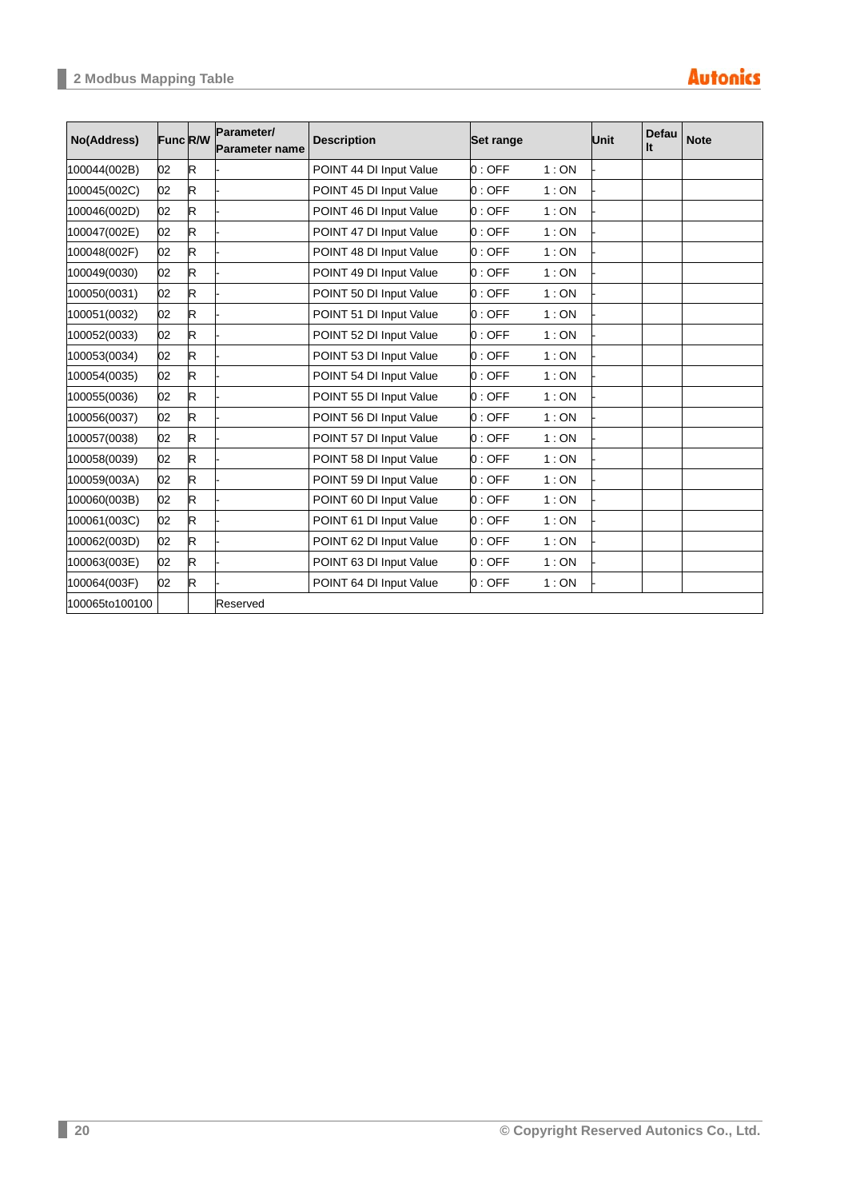| No(Address) | Func | R/W | Parameter/ Parameter name | Description | Set range | | Unit | Default | Note |
|---|---|---|---|---|---|---|---|---|---|
| 100044(002B) | 02 | R | - | POINT 44 DI Input Value | 0 : OFF | 1 : ON | - | | |
| 100045(002C) | 02 | R | - | POINT 45 DI Input Value | 0 : OFF | 1 : ON | - | | |
| 100046(002D) | 02 | R | - | POINT 46 DI Input Value | 0 : OFF | 1 : ON | - | | |
| 100047(002E) | 02 | R | - | POINT 47 DI Input Value | 0 : OFF | 1 : ON | - | | |
| 100048(002F) | 02 | R | - | POINT 48 DI Input Value | 0 : OFF | 1 : ON | - | | |
| 100049(0030) | 02 | R | - | POINT 49 DI Input Value | 0 : OFF | 1 : ON | - | | |
| 100050(0031) | 02 | R | - | POINT 50 DI Input Value | 0 : OFF | 1 : ON | - | | |
| 100051(0032) | 02 | R | - | POINT 51 DI Input Value | 0 : OFF | 1 : ON | - | | |
| 100052(0033) | 02 | R | - | POINT 52 DI Input Value | 0 : OFF | 1 : ON | - | | |
| 100053(0034) | 02 | R | - | POINT 53 DI Input Value | 0 : OFF | 1 : ON | - | | |
| 100054(0035) | 02 | R | - | POINT 54 DI Input Value | 0 : OFF | 1 : ON | - | | |
| 100055(0036) | 02 | R | - | POINT 55 DI Input Value | 0 : OFF | 1 : ON | - | | |
| 100056(0037) | 02 | R | - | POINT 56 DI Input Value | 0 : OFF | 1 : ON | - | | |
| 100057(0038) | 02 | R | - | POINT 57 DI Input Value | 0 : OFF | 1 : ON | - | | |
| 100058(0039) | 02 | R | - | POINT 58 DI Input Value | 0 : OFF | 1 : ON | - | | |
| 100059(003A) | 02 | R | - | POINT 59 DI Input Value | 0 : OFF | 1 : ON | - | | |
| 100060(003B) | 02 | R | - | POINT 60 DI Input Value | 0 : OFF | 1 : ON | - | | |
| 100061(003C) | 02 | R | - | POINT 61 DI Input Value | 0 : OFF | 1 : ON | - | | |
| 100062(003D) | 02 | R | - | POINT 62 DI Input Value | 0 : OFF | 1 : ON | - | | |
| 100063(003E) | 02 | R | - | POINT 63 DI Input Value | 0 : OFF | 1 : ON | - | | |
| 100064(003F) | 02 | R | - | POINT 64 DI Input Value | 0 : OFF | 1 : ON | - | | |
| 100065to100100 | | | Reserved | | | | | | |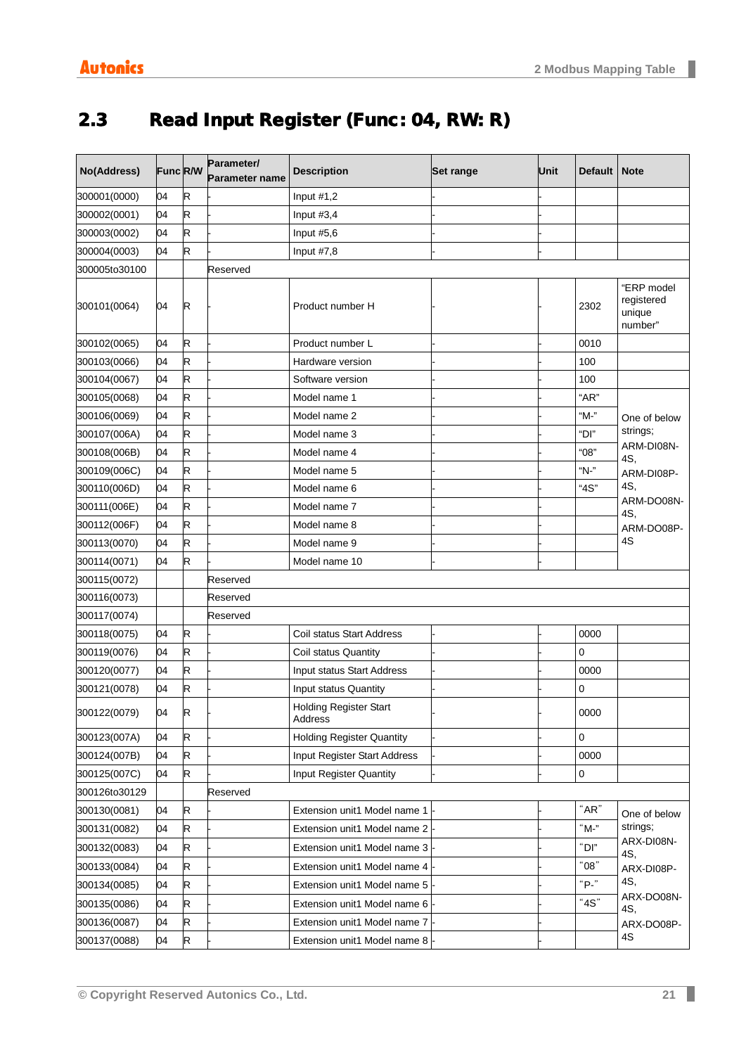## 2.3 Read Input Register (Func: 04, RW: R)

| No(Address) | Func | R/W | Parameter/ Parameter name | Description | Set range | Unit | Default | Note |
|---|---|---|---|---|---|---|---|---|
| 300001(0000) | 04 | R | - | Input #1,2 | - | - | | |
| 300002(0001) | 04 | R | - | Input #3,4 | - | - | | |
| 300003(0002) | 04 | R | - | Input #5,6 | - | - | | |
| 300004(0003) | 04 | R | - | Input #7,8 | - | - | | |
| 300005to30100 | | | Reserved | | | | | |
| 300101(0064) | 04 | R | - | Product number H | - | - | 2302 | "ERP model registered unique number" |
| 300102(0065) | 04 | R | - | Product number L | - | - | 0010 | |
| 300103(0066) | 04 | R | - | Hardware version | - | - | 100 | |
| 300104(0067) | 04 | R | - | Software version | - | - | 100 | |
| 300105(0068) | 04 | R | - | Model name 1 | - | - | "AR" | One of below strings; ARM-DI08N-4S, ARM-DI08P-4S, ARM-DO08N-4S, ARM-DO08P-4S |
| 300106(0069) | 04 | R | - | Model name 2 | - | - | "M-" | |
| 300107(006A) | 04 | R | - | Model name 3 | - | - | "DI" | |
| 300108(006B) | 04 | R | - | Model name 4 | - | - | "08" | |
| 300109(006C) | 04 | R | - | Model name 5 | - | - | "N-" | |
| 300110(006D) | 04 | R | - | Model name 6 | - | - | "4S" | |
| 300111(006E) | 04 | R | - | Model name 7 | - | - | | |
| 300112(006F) | 04 | R | - | Model name 8 | - | - | | |
| 300113(0070) | 04 | R | - | Model name 9 | - | - | | |
| 300114(0071) | 04 | R | - | Model name 10 | - | - | | |
| 300115(0072) | | | Reserved | | | | | |
| 300116(0073) | | | Reserved | | | | | |
| 300117(0074) | | | Reserved | | | | | |
| 300118(0075) | 04 | R | - | Coil status Start Address | - | - | 0000 | |
| 300119(0076) | 04 | R | - | Coil status Quantity | - | - | 0 | |
| 300120(0077) | 04 | R | - | Input status Start Address | - | - | 0000 | |
| 300121(0078) | 04 | R | - | Input status Quantity | - | - | 0 | |
| 300122(0079) | 04 | R | - | Holding Register Start Address | - | - | 0000 | |
| 300123(007A) | 04 | R | - | Holding Register Quantity | - | - | 0 | |
| 300124(007B) | 04 | R | - | Input Register Start Address | - | - | 0000 | |
| 300125(007C) | 04 | R | - | Input Register Quantity | - | - | 0 | |
| 300126to30129 | | | Reserved | | | | | |
| 300130(0081) | 04 | R | - | Extension unit1 Model name 1 | - | - | "AR" | One of below strings; ARX-DI08N-4S, ARX-DI08P-4S, ARX-DO08N-4S, ARX-DO08P-4S |
| 300131(0082) | 04 | R | - | Extension unit1 Model name 2 | - | - | "M-" | |
| 300132(0083) | 04 | R | - | Extension unit1 Model name 3 | - | - | "DI" | |
| 300133(0084) | 04 | R | - | Extension unit1 Model name 4 | - | - | "08" | |
| 300134(0085) | 04 | R | - | Extension unit1 Model name 5 | - | - | "P-" | |
| 300135(0086) | 04 | R | - | Extension unit1 Model name 6 | - | - | "4S" | |
| 300136(0087) | 04 | R | - | Extension unit1 Model name 7 | - | - | | |
| 300137(0088) | 04 | R | - | Extension unit1 Model name 8 | - | - | | |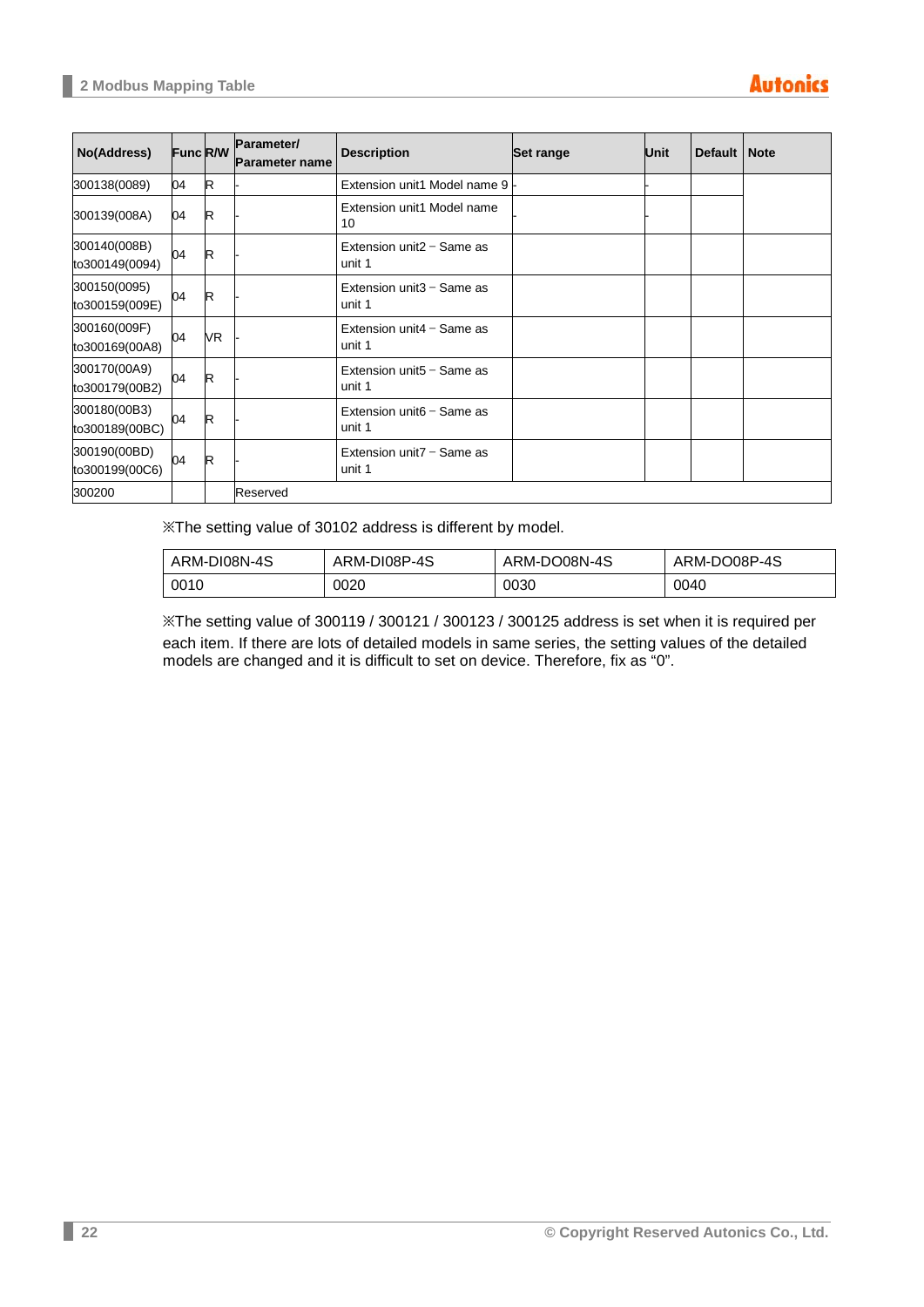| No(Address) | Func | R/W | Parameter/ Parameter name | Description | Set range | Unit | Default | Note |
|---|---|---|---|---|---|---|---|---|
| 300138(0089) | 04 | R | - | Extension unit1 Model name 9 | - | - | | |
| 300139(008A) | 04 | R | - | Extension unit1 Model name 10 | - | - | | |
| 300140(008B) to300149(0094) | 04 | R | - | Extension unit2 − Same as unit 1 | | | | |
| 300150(0095) to300159(009E) | 04 | R | - | Extension unit3 − Same as unit 1 | | | | |
| 300160(009F) to300169(00A8) | 04 | VR | - | Extension unit4 − Same as unit 1 | | | | |
| 300170(00A9) to300179(00B2) | 04 | R | - | Extension unit5 − Same as unit 1 | | | | |
| 300180(00B3) to300189(00BC) | 04 | R | - | Extension unit6 − Same as unit 1 | | | | |
| 300190(00BD) to300199(00C6) | 04 | R | - | Extension unit7 − Same as unit 1 | | | | |
| 300200 | | | Reserved | | | | | |

※The setting value of 30102 address is different by model.

| ARM-DI08N-4S | ARM-DI08P-4S | ARM-DO08N-4S | ARM-DO08P-4S |
|---|---|---|---|
| 0010 | 0020 | 0030 | 0040 |

※The setting value of 300119 / 300121 / 300123 / 300125 address is set when it is required per each item. If there are lots of detailed models in same series, the setting values of the detailed models are changed and it is difficult to set on device. Therefore, fix as "0".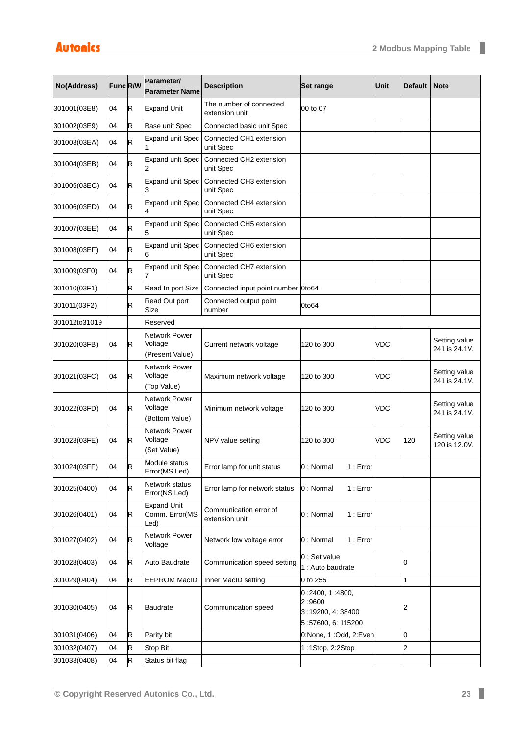| No(Address) | Func | R/W | Parameter/ Parameter Name | Description | Set range | Unit | Default | Note |
|---|---|---|---|---|---|---|---|---|
| 301001(03E8) | 04 | R | Expand Unit | The number of connected extension unit | 00 to 07 | | | |
| 301002(03E9) | 04 | R | Base unit Spec | Connected basic unit Spec | | | | |
| 301003(03EA) | 04 | R | Expand unit Spec 1 | Connected CH1 extension unit Spec | | | | |
| 301004(03EB) | 04 | R | Expand unit Spec 2 | Connected CH2 extension unit Spec | | | | |
| 301005(03EC) | 04 | R | Expand unit Spec 3 | Connected CH3 extension unit Spec | | | | |
| 301006(03ED) | 04 | R | Expand unit Spec 4 | Connected CH4 extension unit Spec | | | | |
| 301007(03EE) | 04 | R | Expand unit Spec 5 | Connected CH5 extension unit Spec | | | | |
| 301008(03EF) | 04 | R | Expand unit Spec 6 | Connected CH6 extension unit Spec | | | | |
| 301009(03F0) | 04 | R | Expand unit Spec 7 | Connected CH7 extension unit Spec | | | | |
| 301010(03F1) | | R | Read In port Size | Connected input point number | 0to64 | | | |
| 301011(03F2) | | R | Read Out port Size | Connected output point number | 0to64 | | | |
| 301012to31019 | | | Reserved | | | | | |
| 301020(03FB) | 04 | R | Network Power Voltage (Present Value) | Current network voltage | 120 to 300 | VDC | | Setting value 241 is 24.1V. |
| 301021(03FC) | 04 | R | Network Power Voltage (Top Value) | Maximum network voltage | 120 to 300 | VDC | | Setting value 241 is 24.1V. |
| 301022(03FD) | 04 | R | Network Power Voltage (Bottom Value) | Minimum network voltage | 120 to 300 | VDC | | Setting value 241 is 24.1V. |
| 301023(03FE) | 04 | R | Network Power Voltage (Set Value) | NPV value setting | 120 to 300 | VDC | 120 | Setting value 120 is 12.0V. |
| 301024(03FF) | 04 | R | Module status Error(MS Led) | Error lamp for unit status | 0 : Normal 1 : Error | | | |
| 301025(0400) | 04 | R | Network status Error(NS Led) | Error lamp for network status | 0 : Normal 1 : Error | | | |
| 301026(0401) | 04 | R | Expand Unit Comm. Error(MS Led) | Communication error of extension unit | 0 : Normal 1 : Error | | | |
| 301027(0402) | 04 | R | Network Power Voltage | Network low voltage error | 0 : Normal 1 : Error | | | |
| 301028(0403) | 04 | R | Auto Baudrate | Communication speed setting | 0 : Set value<br>1 : Auto baudrate | | 0 | |
| 301029(0404) | 04 | R | EEPROM MacID | Inner MacID setting | 0 to 255 | | 1 | |
| 301030(0405) | 04 | R | Baudrate | Communication speed | 0 :2400, 1 :4800,<br>2 :9600<br>3 :19200, 4: 38400<br>5 :57600, 6: 115200 | | 2 | |
| 301031(0406) | 04 | R | Parity bit | | 0:None, 1 :Odd, 2:Even | | 0 | |
| 301032(0407) | 04 | R | Stop Bit | | 1 :1Stop, 2:2Stop | | 2 | |
| 301033(0408) | 04 | R | Status bit flag | | | | | |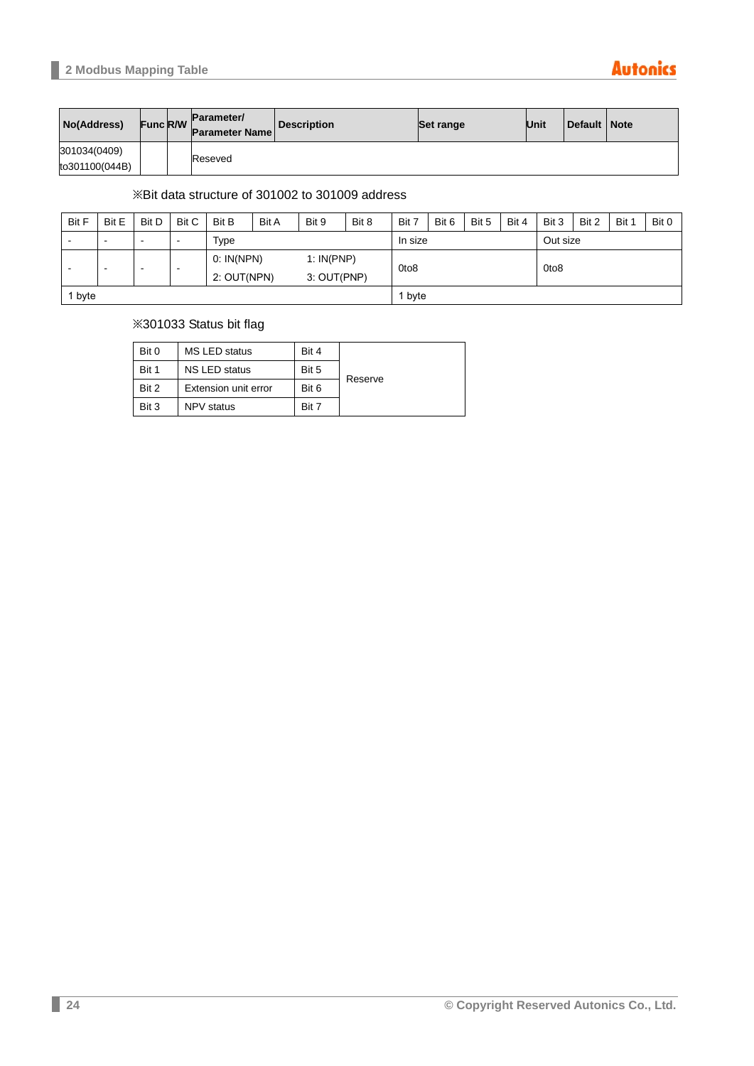| No(Address) | Func | R/W | Parameter/ Parameter Name | Description | Set range | Unit | Default | Note |
|---|---|---|---|---|---|---|---|---|
| 301034(0409) to301100(044B) | | | Reseved | | | | | |

※Bit data structure of 301002 to 301009 address

| Bit F | Bit E | Bit D | Bit C | Bit B | Bit A | Bit 9 | Bit 8 | Bit 7 | Bit 6 | Bit 5 | Bit 4 | Bit 3 | Bit 2 | Bit 1 | Bit 0 |
|---|---|---|---|---|---|---|---|---|---|---|---|---|---|---|---|
| - | - | - | - | Type | | | | In size | | | | Out size | | | |
| - | - | - | - | 0: IN(NPN) 2: OUT(NPN) | | 1: IN(PNP) 3: OUT(PNP) | | 0to8 | | | | 0to8 | | | |
| 1 byte | | | | | | | | 1 byte | | | | | | | |

※301033 Status bit flag

| Bit 0 | MS LED status | Bit 4 | Reserve |
|---|---|---|---|
| Bit 1 | NS LED status | Bit 5 | |
| Bit 2 | Extension unit error | Bit 6 | |
| Bit 3 | NPV status | Bit 7 | |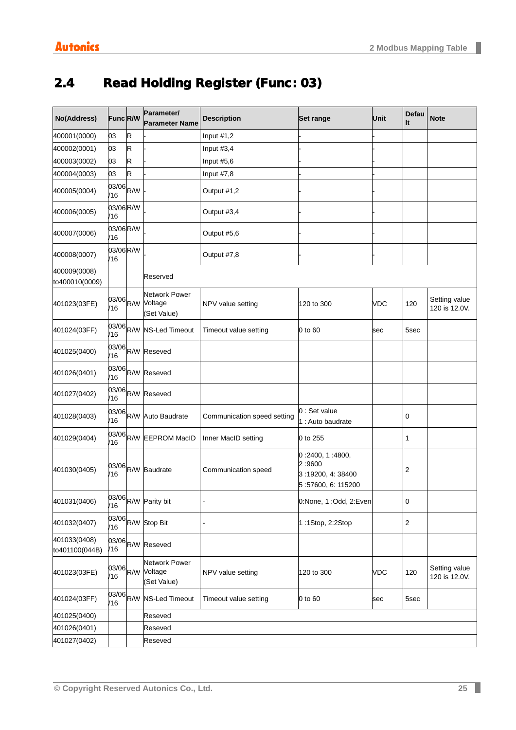## 2.4 Read Holding Register (Func: 03)

| No(Address) | Func | R/W | Parameter/ Parameter Name | Description | Set range | Unit | Default | Note |
|---|---|---|---|---|---|---|---|---|
| 400001(0000) | 03 | R | - | Input #1,2 | - | - | | |
| 400002(0001) | 03 | R | - | Input #3,4 | - | - | | |
| 400003(0002) | 03 | R | - | Input #5,6 | - | - | | |
| 400004(0003) | 03 | R | - | Input #7,8 | - | - | | |
| 400005(0004) | 03/06/16 | R/W | - | Output #1,2 | - | - | | |
| 400006(0005) | 03/06/16 | R/W | - | Output #3,4 | - | - | | |
| 400007(0006) | 03/06/16 | R/W | - | Output #5,6 | - | - | | |
| 400008(0007) | 03/06/16 | R/W | - | Output #7,8 | - | - | | |
| 400009(0008) to400010(0009) | | | Reserved | | | | | |
| 401023(03FE) | 03/06/16 | R/W | Network Power Voltage (Set Value) | NPV value setting | 120 to 300 | VDC | 120 | Setting value 120 is 12.0V. |
| 401024(03FF) | 03/06/16 | R/W | NS-Led Timeout | Timeout value setting | 0 to 60 | sec | 5sec | |
| 401025(0400) | 03/06/16 | R/W | Reseved | | | | | |
| 401026(0401) | 03/06/16 | R/W | Reseved | | | | | |
| 401027(0402) | 03/06/16 | R/W | Reseved | | | | | |
| 401028(0403) | 03/06/16 | R/W | Auto Baudrate | Communication speed setting | 0 : Set value<br>1 : Auto baudrate | | 0 | |
| 401029(0404) | 03/06/16 | R/W | EEPROM MacID | Inner MacID setting | 0 to 255 | | 1 | |
| 401030(0405) | 03/06/16 | R/W | Baudrate | Communication speed | 0 :2400, 1 :4800, 2 :9600<br>3 :19200, 4: 38400<br>5 :57600, 6: 115200 | | 2 | |
| 401031(0406) | 03/06/16 | R/W | Parity bit | - | 0:None, 1 :Odd, 2:Even | | 0 | |
| 401032(0407) | 03/06/16 | R/W | Stop Bit | - | 1 :1Stop, 2:2Stop | | 2 | |
| 401033(0408) to401100(044B) | 03/06/16 | R/W | Reseved | | | | | |
| 401023(03FE) | 03/06/16 | R/W | Network Power Voltage (Set Value) | NPV value setting | 120 to 300 | VDC | 120 | Setting value 120 is 12.0V. |
| 401024(03FF) | 03/06/16 | R/W | NS-Led Timeout | Timeout value setting | 0 to 60 | sec | 5sec | |
| 401025(0400) | | | Reseved | | | | | |
| 401026(0401) | | | Reseved | | | | | |
| 401027(0402) | | | Reseved | | | | | |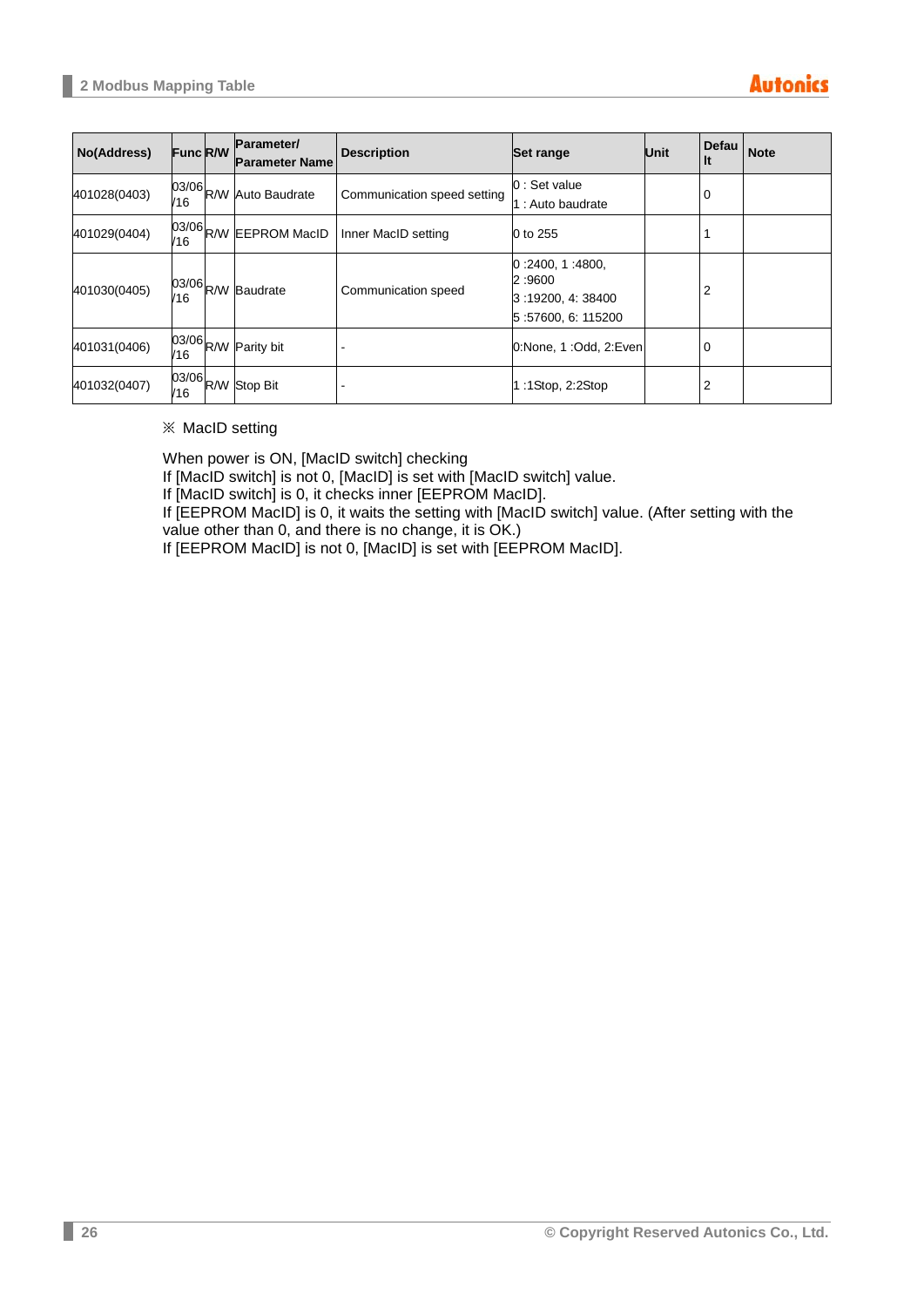| No(Address) | Func | R/W | Parameter/ Parameter Name | Description | Set range | Unit | Default | Note |
|---|---|---|---|---|---|---|---|---|
| 401028(0403) | 03/06/16 | R/W | Auto Baudrate | Communication speed setting | 0 : Set value<br>1 : Auto baudrate | | 0 | |
| 401029(0404) | 03/06/16 | R/W | EEPROM MacID | Inner MacID setting | 0 to 255 | | 1 | |
| 401030(0405) | 03/06/16 | R/W | Baudrate | Communication speed | 0 :2400, 1 :4800,<br>2 :9600<br>3 :19200, 4: 38400<br>5 :57600, 6: 115200 | | 2 | |
| 401031(0406) | 03/06/16 | R/W | Parity bit | - | 0:None, 1 :Odd, 2:Even | | 0 | |
| 401032(0407) | 03/06/16 | R/W | Stop Bit | - | 1 :1Stop, 2:2Stop | | 2 | |

※ MacID setting

When power is ON, [MacID switch] checking
If [MacID switch] is not 0, [MacID] is set with [MacID switch] value.
If [MacID switch] is 0, it checks inner [EEPROM MacID].
If [EEPROM MacID] is 0, it waits the setting with [MacID switch] value. (After setting with the value other than 0, and there is no change, it is OK.)
If [EEPROM MacID] is not 0, [MacID] is set with [EEPROM MacID].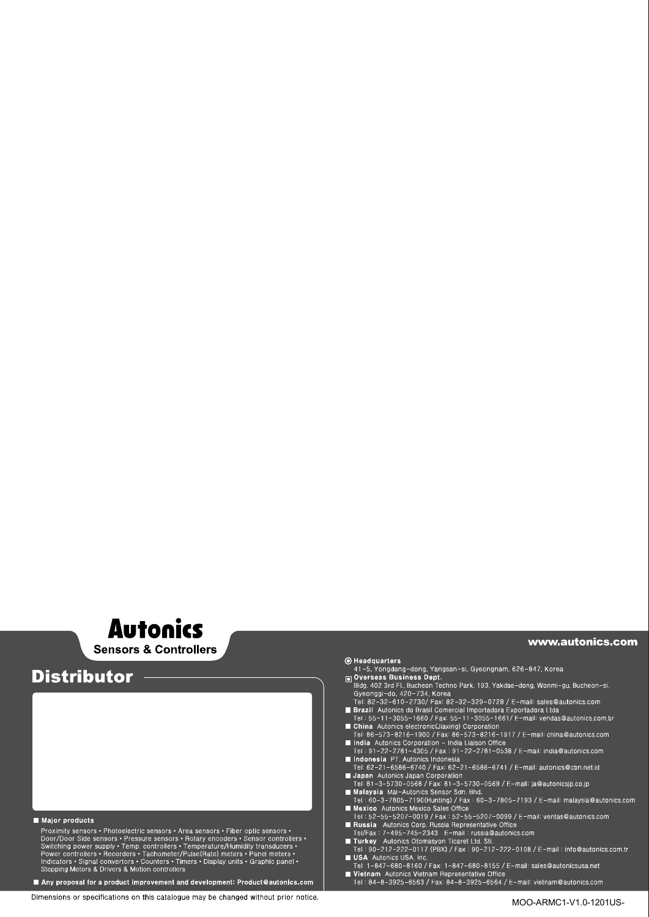**Autonics**
**Sensors & Controllers**

www.autonics.com

## Distributor

■ **Major products**

Proximity sensors • Photoelectric sensors • Area sensors • Fiber optic sensors • Door/Door Side sensors • Pressure sensors • Rotary encoders • Sensor controllers • Switching power supply • Temp. controllers • Temperature/Humidity transducers • Power controllers • Recorders • Tachometer/Pulse(Rate) meters • Panel meters • Indicators • Signal convertors • Counters • Timers • Display units • Graphic panel • Stepping Motors & Drivers & Motion controllers

■ **Any proposal for a product improvement and development: Product@autonics.com**

◎ **Headquarters**
41-5, Yongdang-dong, Yangsan-si, Gyeongnam, 626-847, Korea

▣ **Overseas Business Dept.**
Bldg. 402 3rd Fl., Bucheon Techno Park, 193, Yakdae-dong, Wonmi-gu, Bucheon-si, Gyeonggi-do, 420-734, Korea
Tel: 82-32-610-2730/ Fax: 82-32-329-0728 / E-mail: sales@autonics.com

■ **Brazil** Autonics do Brasil Comercial Importadora Exportadora Ltda
Tel : 55-11-3055-1660 / Fax: 55-11-3055-1661/ E-mail: vendas@autonics.com.br

■ **China** Autonics electronic(Jiaxing) Corporation
Tel: 86-573-8216-1900 / Fax: 86-573-8216-1917 / E-mail: china@autonics.com

■ **India** Autonics Corporation - India Liaison Office
Tel : 91-22-2781-4305 / Fax : 91-22-2781-0538 / E-mail: india@autonics.com

■ **Indonesia** PT. Autonics Indonesia
Tel: 62-21-6586-6740 / Fax: 62-21-6586-6741 / E-mail: autonics@cbn.net.id

■ **Japan** Autonics Japan Corporation
Tel: 81-3-5730-0568 / Fax: 81-3-5730-0569 / E-mail: ja@autonicsjp.co.jp

■ **Malaysia** Mal-Autonics Sensor Sdn. Bhd.
Tel : 60-3-7805-7190(Hunting) / Fax : 60-3-7805-7193 / E-mail: malaysia@autonics.com

■ **Mexico** Autonics Mexico Sales Office
Tel : 52-55-5207-0019 / Fax : 52-55-5207-0099 / E-mail: ventas@autonics.com

■ **Russia** Autonics Corp. Russia Representative Office
Tel/Fax : 7-495-745-2343 E-mail : russia@autonics.com

■ **Turkey** Autonics Otomasyon Ticaret Ltd. Sti.
Tel: 90-212-222-0117 (PBX) / Fax : 90-212-222-0108 / E-mail : info@autonics.com.tr

■ **USA** Autonics USA, Inc.
Tel: 1-847-680-8160 / Fax: 1-847-680-8155 / E-mail: sales@autonicsusa.net

■ **Vietnam** Autonics Vietnam Representative Office
Tel : 84-8-3925-6563 / Fax: 84-8-3925-6564 / E-mail: vietnam@autonics.com

Dimensions or specifications on this catalogue may be changed without prior notice.

MOO-ARMC1-V1.0-1201US-